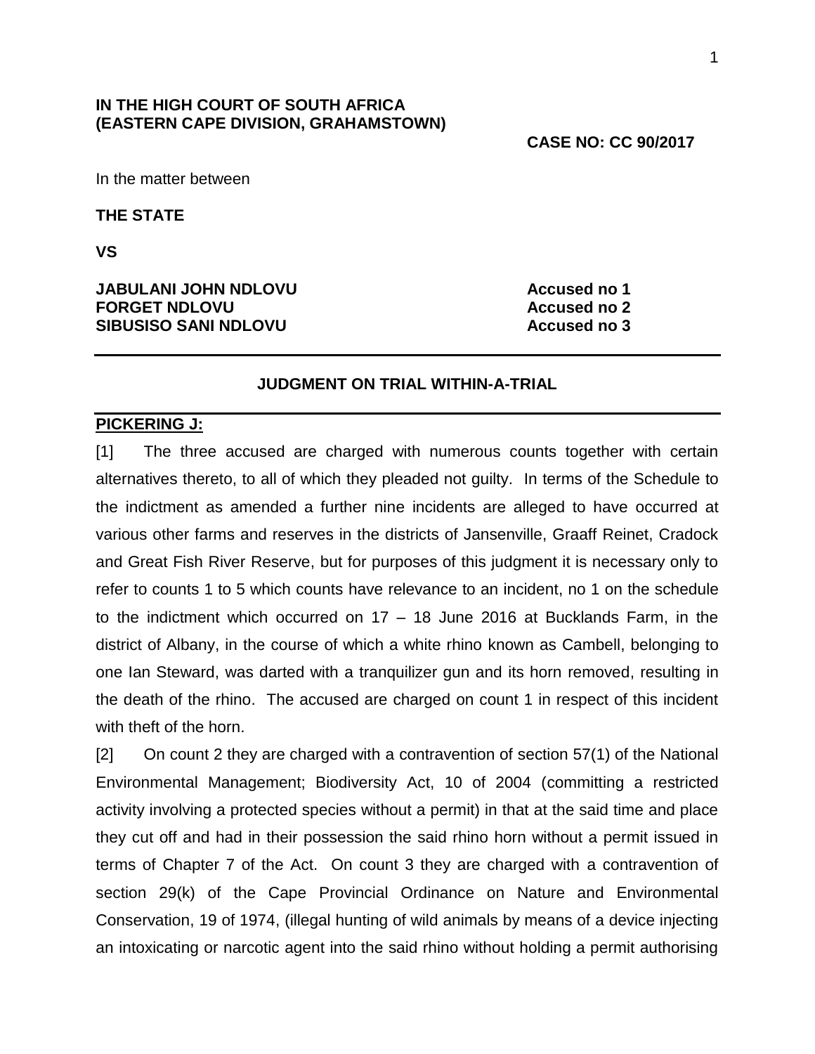**IN THE HIGH COURT OF SOUTH AFRICA**
**(EASTERN CAPE DIVISION, GRAHAMSTOWN)**

**CASE NO: CC 90/2017**

In the matter between

**THE STATE**

**VS**

| | |
|---|---|
| **JABULANI JOHN NDLOVU** | **Accused no 1** |
| **FORGET NDLOVU** | **Accused no 2** |
| **SIBUSISO SANI NDLOVU** | **Accused no 3** |

---

## JUDGMENT ON TRIAL WITHIN-A-TRIAL

---

**PICKERING J:**

[1] The three accused are charged with numerous counts together with certain alternatives thereto, to all of which they pleaded not guilty. In terms of the Schedule to the indictment as amended a further nine incidents are alleged to have occurred at various other farms and reserves in the districts of Jansenville, Graaff Reinet, Cradock and Great Fish River Reserve, but for purposes of this judgment it is necessary only to refer to counts 1 to 5 which counts have relevance to an incident, no 1 on the schedule to the indictment which occurred on 17 – 18 June 2016 at Bucklands Farm, in the district of Albany, in the course of which a white rhino known as Cambell, belonging to one Ian Steward, was darted with a tranquilizer gun and its horn removed, resulting in the death of the rhino. The accused are charged on count 1 in respect of this incident with theft of the horn.

[2] On count 2 they are charged with a contravention of section 57(1) of the National Environmental Management; Biodiversity Act, 10 of 2004 (committing a restricted activity involving a protected species without a permit) in that at the said time and place they cut off and had in their possession the said rhino horn without a permit issued in terms of Chapter 7 of the Act. On count 3 they are charged with a contravention of section 29(k) of the Cape Provincial Ordinance on Nature and Environmental Conservation, 19 of 1974, (illegal hunting of wild animals by means of a device injecting an intoxicating or narcotic agent into the said rhino without holding a permit authorising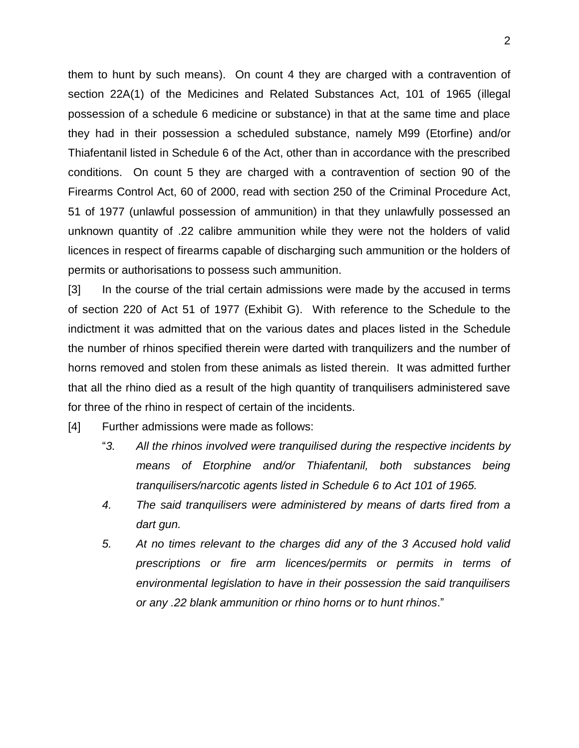them to hunt by such means). On count 4 they are charged with a contravention of section 22A(1) of the Medicines and Related Substances Act, 101 of 1965 (illegal possession of a schedule 6 medicine or substance) in that at the same time and place they had in their possession a scheduled substance, namely M99 (Etorfine) and/or Thiafentanil listed in Schedule 6 of the Act, other than in accordance with the prescribed conditions. On count 5 they are charged with a contravention of section 90 of the Firearms Control Act, 60 of 2000, read with section 250 of the Criminal Procedure Act, 51 of 1977 (unlawful possession of ammunition) in that they unlawfully possessed an unknown quantity of .22 calibre ammunition while they were not the holders of valid licences in respect of firearms capable of discharging such ammunition or the holders of permits or authorisations to possess such ammunition.

[3] In the course of the trial certain admissions were made by the accused in terms of section 220 of Act 51 of 1977 (Exhibit G). With reference to the Schedule to the indictment it was admitted that on the various dates and places listed in the Schedule the number of rhinos specified therein were darted with tranquilizers and the number of horns removed and stolen from these animals as listed therein. It was admitted further that all the rhino died as a result of the high quantity of tranquilisers administered save for three of the rhino in respect of certain of the incidents.

[4] Further admissions were made as follows:

> "*3. All the rhinos involved were tranquilised during the respective incidents by means of Etorphine and/or Thiafentanil, both substances being tranquilisers/narcotic agents listed in Schedule 6 to Act 101 of 1965.*
>
> *4. The said tranquilisers were administered by means of darts fired from a dart gun.*
>
> *5. At no times relevant to the charges did any of the 3 Accused hold valid prescriptions or fire arm licences/permits or permits in terms of environmental legislation to have in their possession the said tranquilisers or any .22 blank ammunition or rhino horns or to hunt rhinos*."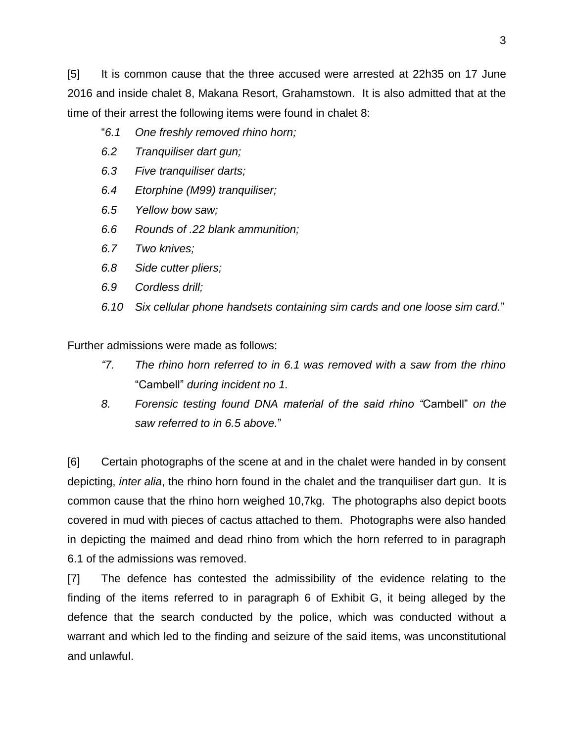[5] It is common cause that the three accused were arrested at 22h35 on 17 June 2016 and inside chalet 8, Makana Resort, Grahamstown. It is also admitted that at the time of their arrest the following items were found in chalet 8:

> "*6.1 One freshly removed rhino horn;*
>
> *6.2 Tranquiliser dart gun;*
>
> *6.3 Five tranquiliser darts;*
>
> *6.4 Etorphine (M99) tranquiliser;*
>
> *6.5 Yellow bow saw;*
>
> *6.6 Rounds of .22 blank ammunition;*
>
> *6.7 Two knives;*
>
> *6.8 Side cutter pliers;*
>
> *6.9 Cordless drill;*
>
> *6.10 Six cellular phone handsets containing sim cards and one loose sim card.*"

Further admissions were made as follows:

> *"7. The rhino horn referred to in 6.1 was removed with a saw from the rhino* "Cambell" *during incident no 1.*
>
> *8. Forensic testing found DNA material of the said rhino "*Cambell" *on the saw referred to in 6.5 above.*"

[6] Certain photographs of the scene at and in the chalet were handed in by consent depicting, *inter alia*, the rhino horn found in the chalet and the tranquiliser dart gun. It is common cause that the rhino horn weighed 10,7kg. The photographs also depict boots covered in mud with pieces of cactus attached to them. Photographs were also handed in depicting the maimed and dead rhino from which the horn referred to in paragraph 6.1 of the admissions was removed.

[7] The defence has contested the admissibility of the evidence relating to the finding of the items referred to in paragraph 6 of Exhibit G, it being alleged by the defence that the search conducted by the police, which was conducted without a warrant and which led to the finding and seizure of the said items, was unconstitutional and unlawful.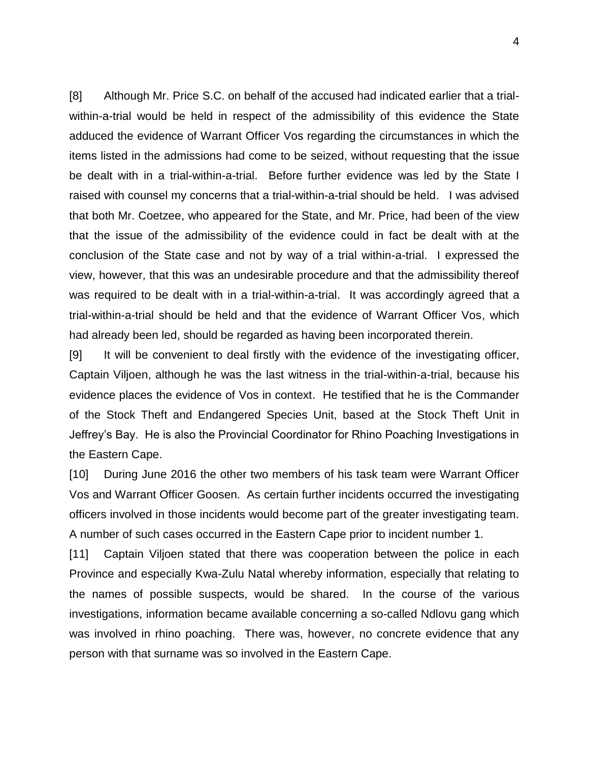[8] Although Mr. Price S.C. on behalf of the accused had indicated earlier that a trial-within-a-trial would be held in respect of the admissibility of this evidence the State adduced the evidence of Warrant Officer Vos regarding the circumstances in which the items listed in the admissions had come to be seized, without requesting that the issue be dealt with in a trial-within-a-trial. Before further evidence was led by the State I raised with counsel my concerns that a trial-within-a-trial should be held. I was advised that both Mr. Coetzee, who appeared for the State, and Mr. Price, had been of the view that the issue of the admissibility of the evidence could in fact be dealt with at the conclusion of the State case and not by way of a trial within-a-trial. I expressed the view, however, that this was an undesirable procedure and that the admissibility thereof was required to be dealt with in a trial-within-a-trial. It was accordingly agreed that a trial-within-a-trial should be held and that the evidence of Warrant Officer Vos, which had already been led, should be regarded as having been incorporated therein.

[9] It will be convenient to deal firstly with the evidence of the investigating officer, Captain Viljoen, although he was the last witness in the trial-within-a-trial, because his evidence places the evidence of Vos in context. He testified that he is the Commander of the Stock Theft and Endangered Species Unit, based at the Stock Theft Unit in Jeffrey's Bay. He is also the Provincial Coordinator for Rhino Poaching Investigations in the Eastern Cape.

[10] During June 2016 the other two members of his task team were Warrant Officer Vos and Warrant Officer Goosen. As certain further incidents occurred the investigating officers involved in those incidents would become part of the greater investigating team. A number of such cases occurred in the Eastern Cape prior to incident number 1.

[11] Captain Viljoen stated that there was cooperation between the police in each Province and especially Kwa-Zulu Natal whereby information, especially that relating to the names of possible suspects, would be shared. In the course of the various investigations, information became available concerning a so-called Ndlovu gang which was involved in rhino poaching. There was, however, no concrete evidence that any person with that surname was so involved in the Eastern Cape.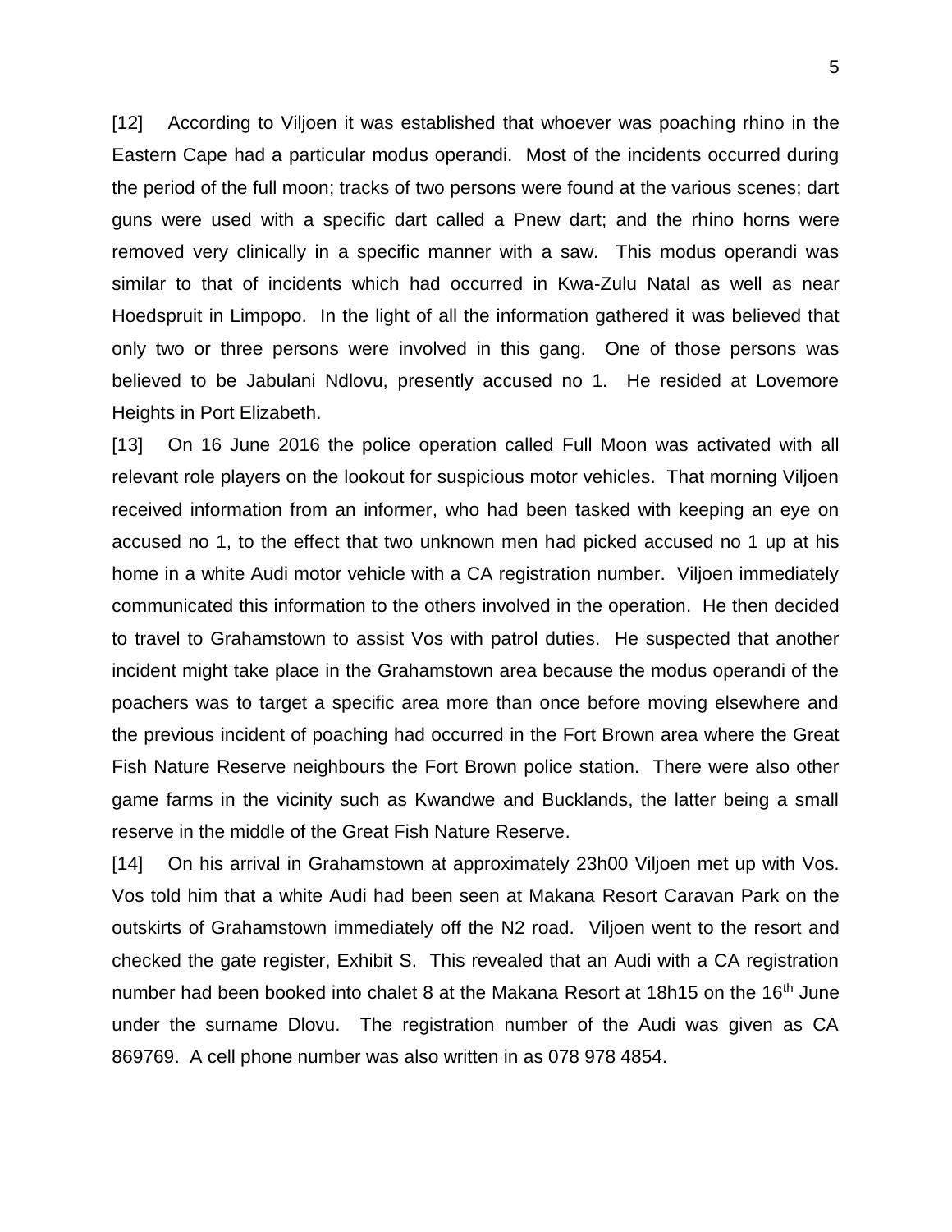[12] According to Viljoen it was established that whoever was poaching rhino in the Eastern Cape had a particular modus operandi. Most of the incidents occurred during the period of the full moon; tracks of two persons were found at the various scenes; dart guns were used with a specific dart called a Pnew dart; and the rhino horns were removed very clinically in a specific manner with a saw. This modus operandi was similar to that of incidents which had occurred in Kwa-Zulu Natal as well as near Hoedspruit in Limpopo. In the light of all the information gathered it was believed that only two or three persons were involved in this gang. One of those persons was believed to be Jabulani Ndlovu, presently accused no 1. He resided at Lovemore Heights in Port Elizabeth.

[13] On 16 June 2016 the police operation called Full Moon was activated with all relevant role players on the lookout for suspicious motor vehicles. That morning Viljoen received information from an informer, who had been tasked with keeping an eye on accused no 1, to the effect that two unknown men had picked accused no 1 up at his home in a white Audi motor vehicle with a CA registration number. Viljoen immediately communicated this information to the others involved in the operation. He then decided to travel to Grahamstown to assist Vos with patrol duties. He suspected that another incident might take place in the Grahamstown area because the modus operandi of the poachers was to target a specific area more than once before moving elsewhere and the previous incident of poaching had occurred in the Fort Brown area where the Great Fish Nature Reserve neighbours the Fort Brown police station. There were also other game farms in the vicinity such as Kwandwe and Bucklands, the latter being a small reserve in the middle of the Great Fish Nature Reserve.

[14] On his arrival in Grahamstown at approximately 23h00 Viljoen met up with Vos. Vos told him that a white Audi had been seen at Makana Resort Caravan Park on the outskirts of Grahamstown immediately off the N2 road. Viljoen went to the resort and checked the gate register, Exhibit S. This revealed that an Audi with a CA registration number had been booked into chalet 8 at the Makana Resort at 18h15 on the 16th June under the surname Dlovu. The registration number of the Audi was given as CA 869769. A cell phone number was also written in as 078 978 4854.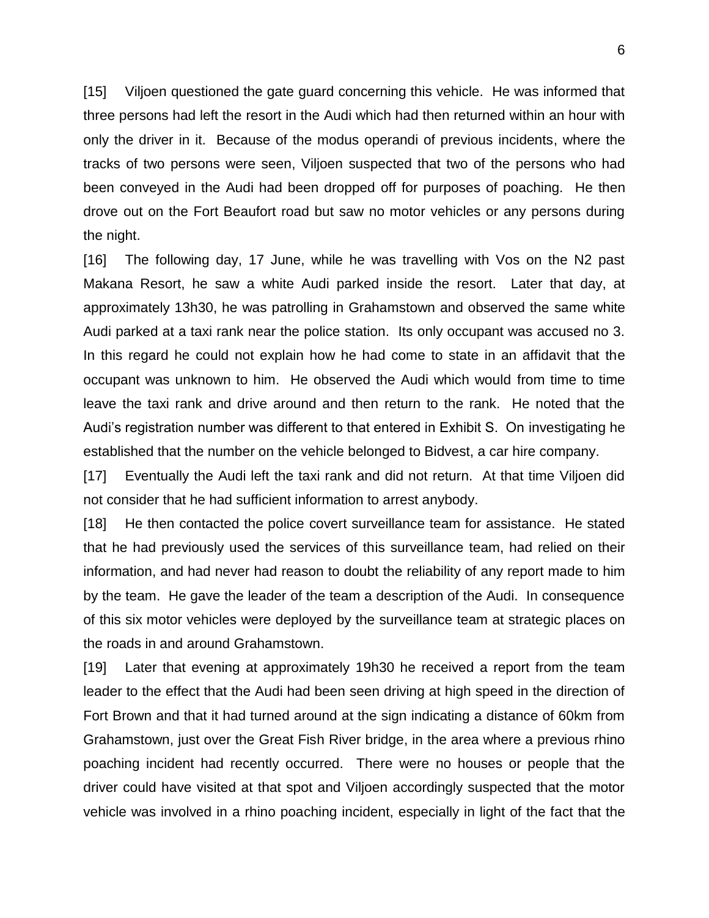[15] Viljoen questioned the gate guard concerning this vehicle. He was informed that three persons had left the resort in the Audi which had then returned within an hour with only the driver in it. Because of the modus operandi of previous incidents, where the tracks of two persons were seen, Viljoen suspected that two of the persons who had been conveyed in the Audi had been dropped off for purposes of poaching. He then drove out on the Fort Beaufort road but saw no motor vehicles or any persons during the night.

[16] The following day, 17 June, while he was travelling with Vos on the N2 past Makana Resort, he saw a white Audi parked inside the resort. Later that day, at approximately 13h30, he was patrolling in Grahamstown and observed the same white Audi parked at a taxi rank near the police station. Its only occupant was accused no 3. In this regard he could not explain how he had come to state in an affidavit that the occupant was unknown to him. He observed the Audi which would from time to time leave the taxi rank and drive around and then return to the rank. He noted that the Audi's registration number was different to that entered in Exhibit S. On investigating he established that the number on the vehicle belonged to Bidvest, a car hire company.

[17] Eventually the Audi left the taxi rank and did not return. At that time Viljoen did not consider that he had sufficient information to arrest anybody.

[18] He then contacted the police covert surveillance team for assistance. He stated that he had previously used the services of this surveillance team, had relied on their information, and had never had reason to doubt the reliability of any report made to him by the team. He gave the leader of the team a description of the Audi. In consequence of this six motor vehicles were deployed by the surveillance team at strategic places on the roads in and around Grahamstown.

[19] Later that evening at approximately 19h30 he received a report from the team leader to the effect that the Audi had been seen driving at high speed in the direction of Fort Brown and that it had turned around at the sign indicating a distance of 60km from Grahamstown, just over the Great Fish River bridge, in the area where a previous rhino poaching incident had recently occurred. There were no houses or people that the driver could have visited at that spot and Viljoen accordingly suspected that the motor vehicle was involved in a rhino poaching incident, especially in light of the fact that the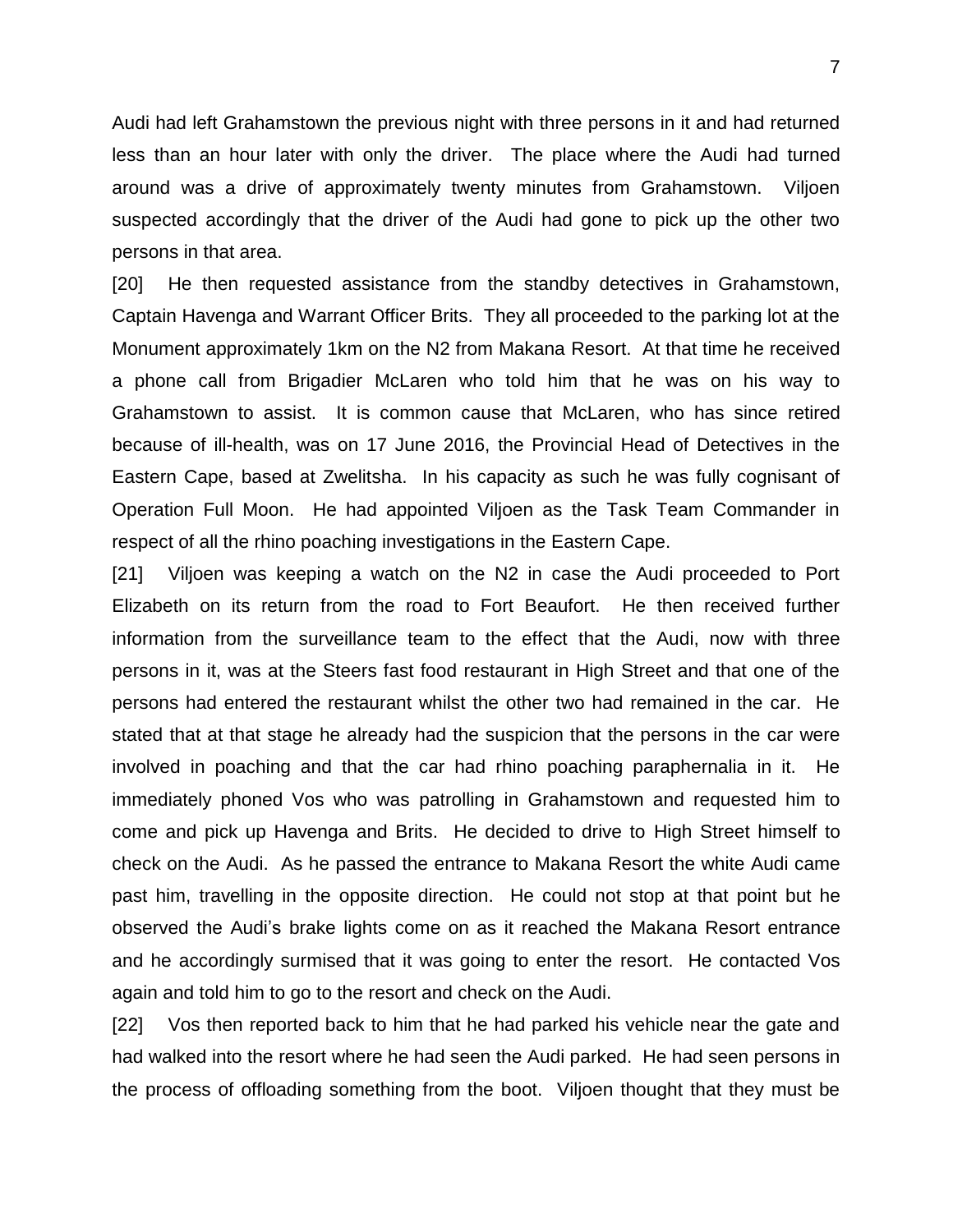Audi had left Grahamstown the previous night with three persons in it and had returned less than an hour later with only the driver. The place where the Audi had turned around was a drive of approximately twenty minutes from Grahamstown. Viljoen suspected accordingly that the driver of the Audi had gone to pick up the other two persons in that area.

[20] He then requested assistance from the standby detectives in Grahamstown, Captain Havenga and Warrant Officer Brits. They all proceeded to the parking lot at the Monument approximately 1km on the N2 from Makana Resort. At that time he received a phone call from Brigadier McLaren who told him that he was on his way to Grahamstown to assist. It is common cause that McLaren, who has since retired because of ill-health, was on 17 June 2016, the Provincial Head of Detectives in the Eastern Cape, based at Zwelitsha. In his capacity as such he was fully cognisant of Operation Full Moon. He had appointed Viljoen as the Task Team Commander in respect of all the rhino poaching investigations in the Eastern Cape.

[21] Viljoen was keeping a watch on the N2 in case the Audi proceeded to Port Elizabeth on its return from the road to Fort Beaufort. He then received further information from the surveillance team to the effect that the Audi, now with three persons in it, was at the Steers fast food restaurant in High Street and that one of the persons had entered the restaurant whilst the other two had remained in the car. He stated that at that stage he already had the suspicion that the persons in the car were involved in poaching and that the car had rhino poaching paraphernalia in it. He immediately phoned Vos who was patrolling in Grahamstown and requested him to come and pick up Havenga and Brits. He decided to drive to High Street himself to check on the Audi. As he passed the entrance to Makana Resort the white Audi came past him, travelling in the opposite direction. He could not stop at that point but he observed the Audi's brake lights come on as it reached the Makana Resort entrance and he accordingly surmised that it was going to enter the resort. He contacted Vos again and told him to go to the resort and check on the Audi.

[22] Vos then reported back to him that he had parked his vehicle near the gate and had walked into the resort where he had seen the Audi parked. He had seen persons in the process of offloading something from the boot. Viljoen thought that they must be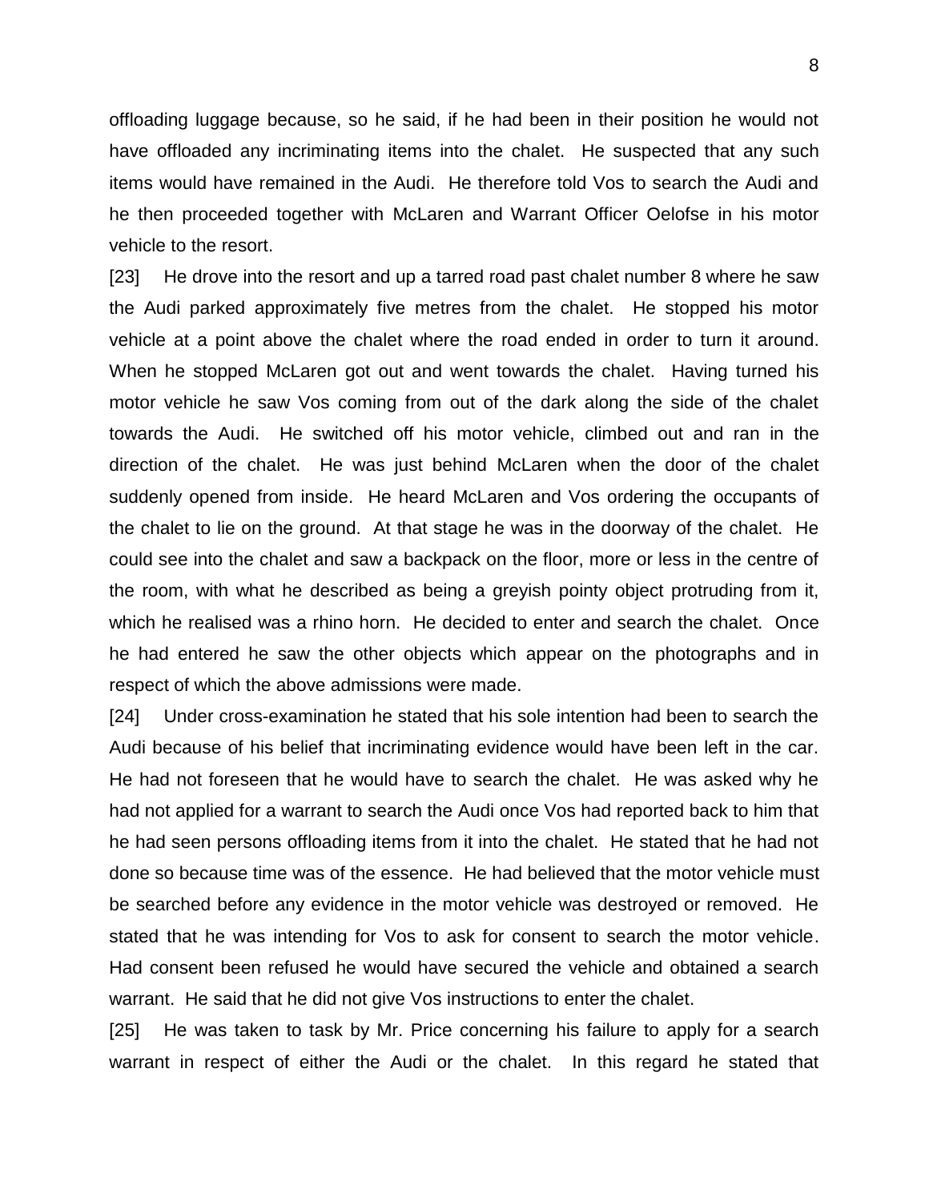offloading luggage because, so he said, if he had been in their position he would not have offloaded any incriminating items into the chalet. He suspected that any such items would have remained in the Audi. He therefore told Vos to search the Audi and he then proceeded together with McLaren and Warrant Officer Oelofse in his motor vehicle to the resort.

[23] He drove into the resort and up a tarred road past chalet number 8 where he saw the Audi parked approximately five metres from the chalet. He stopped his motor vehicle at a point above the chalet where the road ended in order to turn it around. When he stopped McLaren got out and went towards the chalet. Having turned his motor vehicle he saw Vos coming from out of the dark along the side of the chalet towards the Audi. He switched off his motor vehicle, climbed out and ran in the direction of the chalet. He was just behind McLaren when the door of the chalet suddenly opened from inside. He heard McLaren and Vos ordering the occupants of the chalet to lie on the ground. At that stage he was in the doorway of the chalet. He could see into the chalet and saw a backpack on the floor, more or less in the centre of the room, with what he described as being a greyish pointy object protruding from it, which he realised was a rhino horn. He decided to enter and search the chalet. Once he had entered he saw the other objects which appear on the photographs and in respect of which the above admissions were made.

[24] Under cross-examination he stated that his sole intention had been to search the Audi because of his belief that incriminating evidence would have been left in the car. He had not foreseen that he would have to search the chalet. He was asked why he had not applied for a warrant to search the Audi once Vos had reported back to him that he had seen persons offloading items from it into the chalet. He stated that he had not done so because time was of the essence. He had believed that the motor vehicle must be searched before any evidence in the motor vehicle was destroyed or removed. He stated that he was intending for Vos to ask for consent to search the motor vehicle. Had consent been refused he would have secured the vehicle and obtained a search warrant. He said that he did not give Vos instructions to enter the chalet.

[25] He was taken to task by Mr. Price concerning his failure to apply for a search warrant in respect of either the Audi or the chalet. In this regard he stated that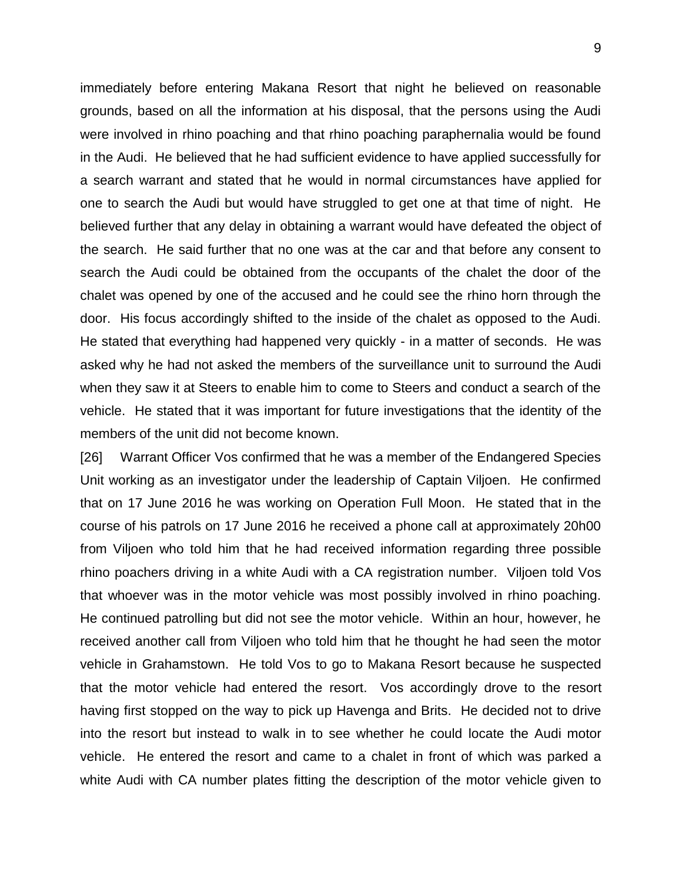immediately before entering Makana Resort that night he believed on reasonable grounds, based on all the information at his disposal, that the persons using the Audi were involved in rhino poaching and that rhino poaching paraphernalia would be found in the Audi. He believed that he had sufficient evidence to have applied successfully for a search warrant and stated that he would in normal circumstances have applied for one to search the Audi but would have struggled to get one at that time of night. He believed further that any delay in obtaining a warrant would have defeated the object of the search. He said further that no one was at the car and that before any consent to search the Audi could be obtained from the occupants of the chalet the door of the chalet was opened by one of the accused and he could see the rhino horn through the door. His focus accordingly shifted to the inside of the chalet as opposed to the Audi. He stated that everything had happened very quickly - in a matter of seconds. He was asked why he had not asked the members of the surveillance unit to surround the Audi when they saw it at Steers to enable him to come to Steers and conduct a search of the vehicle. He stated that it was important for future investigations that the identity of the members of the unit did not become known.

[26] Warrant Officer Vos confirmed that he was a member of the Endangered Species Unit working as an investigator under the leadership of Captain Viljoen. He confirmed that on 17 June 2016 he was working on Operation Full Moon. He stated that in the course of his patrols on 17 June 2016 he received a phone call at approximately 20h00 from Viljoen who told him that he had received information regarding three possible rhino poachers driving in a white Audi with a CA registration number. Viljoen told Vos that whoever was in the motor vehicle was most possibly involved in rhino poaching. He continued patrolling but did not see the motor vehicle. Within an hour, however, he received another call from Viljoen who told him that he thought he had seen the motor vehicle in Grahamstown. He told Vos to go to Makana Resort because he suspected that the motor vehicle had entered the resort. Vos accordingly drove to the resort having first stopped on the way to pick up Havenga and Brits. He decided not to drive into the resort but instead to walk in to see whether he could locate the Audi motor vehicle. He entered the resort and came to a chalet in front of which was parked a white Audi with CA number plates fitting the description of the motor vehicle given to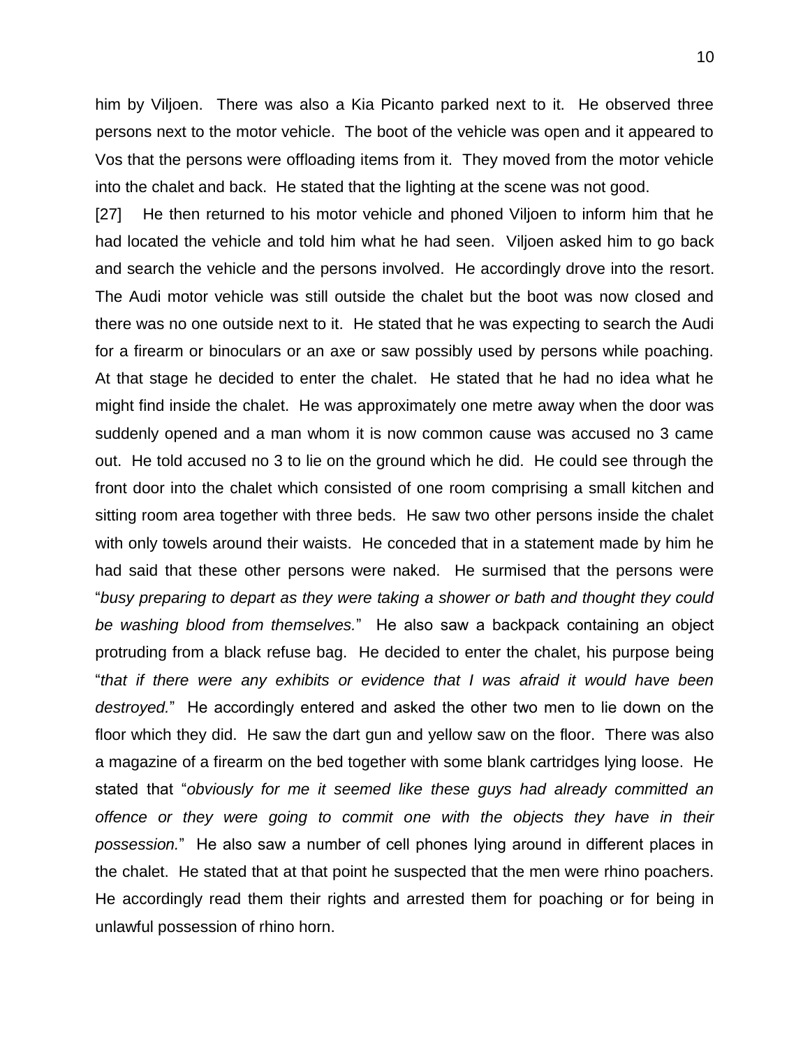him by Viljoen. There was also a Kia Picanto parked next to it. He observed three persons next to the motor vehicle. The boot of the vehicle was open and it appeared to Vos that the persons were offloading items from it. They moved from the motor vehicle into the chalet and back. He stated that the lighting at the scene was not good.

[27] He then returned to his motor vehicle and phoned Viljoen to inform him that he had located the vehicle and told him what he had seen. Viljoen asked him to go back and search the vehicle and the persons involved. He accordingly drove into the resort. The Audi motor vehicle was still outside the chalet but the boot was now closed and there was no one outside next to it. He stated that he was expecting to search the Audi for a firearm or binoculars or an axe or saw possibly used by persons while poaching. At that stage he decided to enter the chalet. He stated that he had no idea what he might find inside the chalet. He was approximately one metre away when the door was suddenly opened and a man whom it is now common cause was accused no 3 came out. He told accused no 3 to lie on the ground which he did. He could see through the front door into the chalet which consisted of one room comprising a small kitchen and sitting room area together with three beds. He saw two other persons inside the chalet with only towels around their waists. He conceded that in a statement made by him he had said that these other persons were naked. He surmised that the persons were "*busy preparing to depart as they were taking a shower or bath and thought they could be washing blood from themselves.*" He also saw a backpack containing an object protruding from a black refuse bag. He decided to enter the chalet, his purpose being "*that if there were any exhibits or evidence that I was afraid it would have been destroyed.*" He accordingly entered and asked the other two men to lie down on the floor which they did. He saw the dart gun and yellow saw on the floor. There was also a magazine of a firearm on the bed together with some blank cartridges lying loose. He stated that "*obviously for me it seemed like these guys had already committed an offence or they were going to commit one with the objects they have in their possession.*" He also saw a number of cell phones lying around in different places in the chalet. He stated that at that point he suspected that the men were rhino poachers. He accordingly read them their rights and arrested them for poaching or for being in unlawful possession of rhino horn.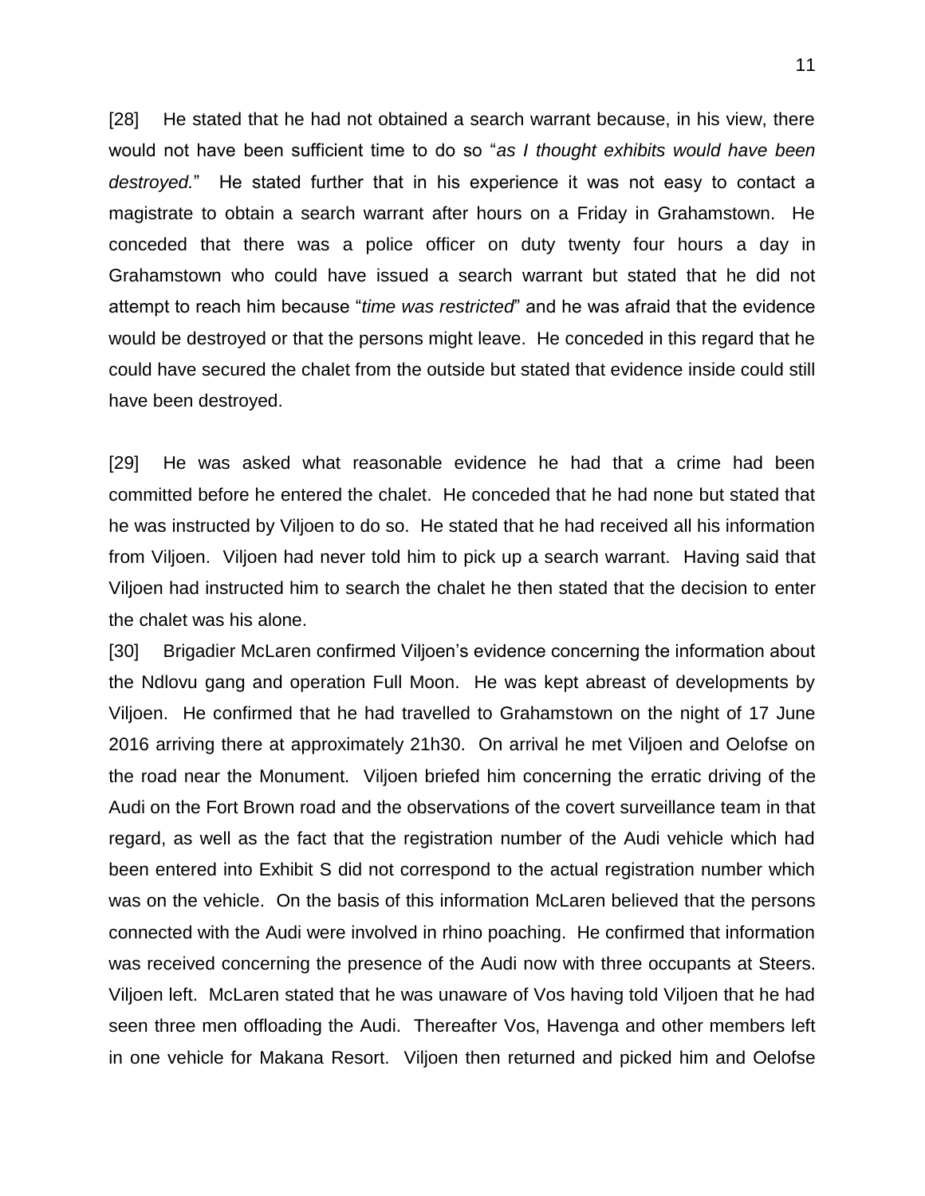[28] He stated that he had not obtained a search warrant because, in his view, there would not have been sufficient time to do so "*as I thought exhibits would have been destroyed.*" He stated further that in his experience it was not easy to contact a magistrate to obtain a search warrant after hours on a Friday in Grahamstown. He conceded that there was a police officer on duty twenty four hours a day in Grahamstown who could have issued a search warrant but stated that he did not attempt to reach him because "*time was restricted*" and he was afraid that the evidence would be destroyed or that the persons might leave. He conceded in this regard that he could have secured the chalet from the outside but stated that evidence inside could still have been destroyed.

[29] He was asked what reasonable evidence he had that a crime had been committed before he entered the chalet. He conceded that he had none but stated that he was instructed by Viljoen to do so. He stated that he had received all his information from Viljoen. Viljoen had never told him to pick up a search warrant. Having said that Viljoen had instructed him to search the chalet he then stated that the decision to enter the chalet was his alone.

[30] Brigadier McLaren confirmed Viljoen's evidence concerning the information about the Ndlovu gang and operation Full Moon. He was kept abreast of developments by Viljoen. He confirmed that he had travelled to Grahamstown on the night of 17 June 2016 arriving there at approximately 21h30. On arrival he met Viljoen and Oelofse on the road near the Monument. Viljoen briefed him concerning the erratic driving of the Audi on the Fort Brown road and the observations of the covert surveillance team in that regard, as well as the fact that the registration number of the Audi vehicle which had been entered into Exhibit S did not correspond to the actual registration number which was on the vehicle. On the basis of this information McLaren believed that the persons connected with the Audi were involved in rhino poaching. He confirmed that information was received concerning the presence of the Audi now with three occupants at Steers. Viljoen left. McLaren stated that he was unaware of Vos having told Viljoen that he had seen three men offloading the Audi. Thereafter Vos, Havenga and other members left in one vehicle for Makana Resort. Viljoen then returned and picked him and Oelofse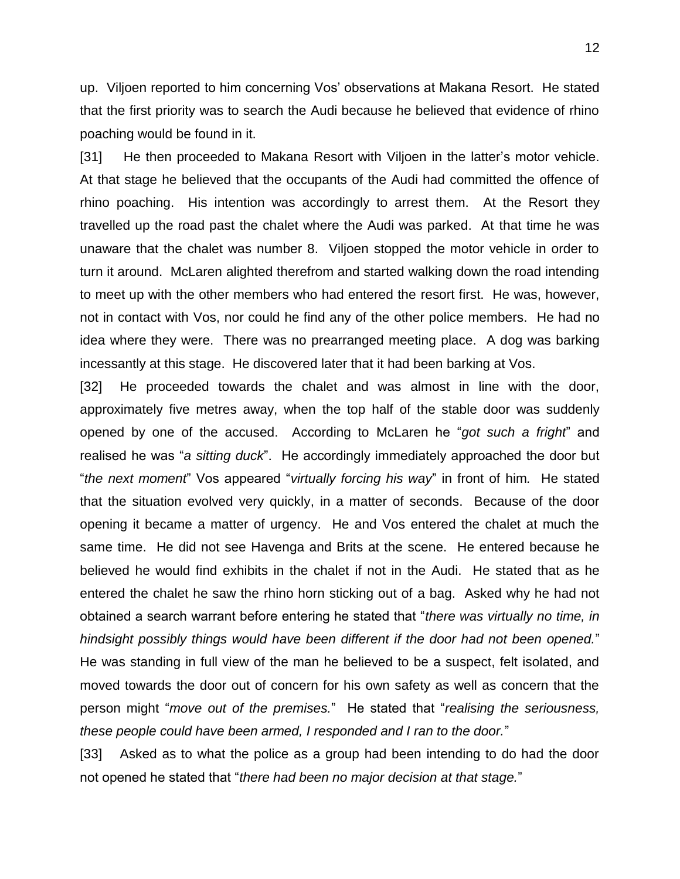up. Viljoen reported to him concerning Vos' observations at Makana Resort. He stated that the first priority was to search the Audi because he believed that evidence of rhino poaching would be found in it.

[31] He then proceeded to Makana Resort with Viljoen in the latter's motor vehicle. At that stage he believed that the occupants of the Audi had committed the offence of rhino poaching. His intention was accordingly to arrest them. At the Resort they travelled up the road past the chalet where the Audi was parked. At that time he was unaware that the chalet was number 8. Viljoen stopped the motor vehicle in order to turn it around. McLaren alighted therefrom and started walking down the road intending to meet up with the other members who had entered the resort first. He was, however, not in contact with Vos, nor could he find any of the other police members. He had no idea where they were. There was no prearranged meeting place. A dog was barking incessantly at this stage. He discovered later that it had been barking at Vos.

[32] He proceeded towards the chalet and was almost in line with the door, approximately five metres away, when the top half of the stable door was suddenly opened by one of the accused. According to McLaren he "*got such a fright*" and realised he was "*a sitting duck*". He accordingly immediately approached the door but "*the next moment*" Vos appeared "*virtually forcing his way*" in front of him. He stated that the situation evolved very quickly, in a matter of seconds. Because of the door opening it became a matter of urgency. He and Vos entered the chalet at much the same time. He did not see Havenga and Brits at the scene. He entered because he believed he would find exhibits in the chalet if not in the Audi. He stated that as he entered the chalet he saw the rhino horn sticking out of a bag. Asked why he had not obtained a search warrant before entering he stated that "*there was virtually no time, in hindsight possibly things would have been different if the door had not been opened.*" He was standing in full view of the man he believed to be a suspect, felt isolated, and moved towards the door out of concern for his own safety as well as concern that the person might "*move out of the premises.*" He stated that "*realising the seriousness, these people could have been armed, I responded and I ran to the door.*"

[33] Asked as to what the police as a group had been intending to do had the door not opened he stated that "*there had been no major decision at that stage.*"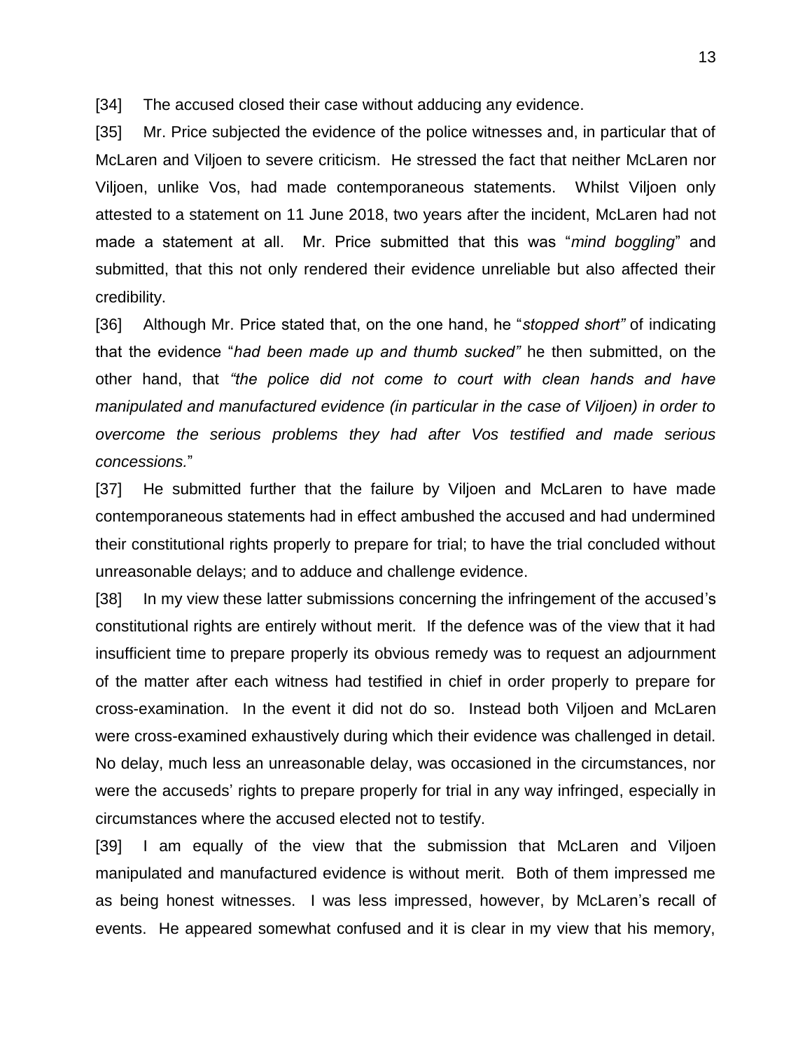[34] The accused closed their case without adducing any evidence.

[35] Mr. Price subjected the evidence of the police witnesses and, in particular that of McLaren and Viljoen to severe criticism. He stressed the fact that neither McLaren nor Viljoen, unlike Vos, had made contemporaneous statements. Whilst Viljoen only attested to a statement on 11 June 2018, two years after the incident, McLaren had not made a statement at all. Mr. Price submitted that this was "*mind boggling*" and submitted, that this not only rendered their evidence unreliable but also affected their credibility.

[36] Although Mr. Price stated that, on the one hand, he "*stopped short"* of indicating that the evidence "*had been made up and thumb sucked"* he then submitted, on the other hand, that *"the police did not come to court with clean hands and have manipulated and manufactured evidence (in particular in the case of Viljoen) in order to overcome the serious problems they had after Vos testified and made serious concessions.*"

[37] He submitted further that the failure by Viljoen and McLaren to have made contemporaneous statements had in effect ambushed the accused and had undermined their constitutional rights properly to prepare for trial; to have the trial concluded without unreasonable delays; and to adduce and challenge evidence.

[38] In my view these latter submissions concerning the infringement of the accused's constitutional rights are entirely without merit. If the defence was of the view that it had insufficient time to prepare properly its obvious remedy was to request an adjournment of the matter after each witness had testified in chief in order properly to prepare for cross-examination. In the event it did not do so. Instead both Viljoen and McLaren were cross-examined exhaustively during which their evidence was challenged in detail. No delay, much less an unreasonable delay, was occasioned in the circumstances, nor were the accuseds' rights to prepare properly for trial in any way infringed, especially in circumstances where the accused elected not to testify.

[39] I am equally of the view that the submission that McLaren and Viljoen manipulated and manufactured evidence is without merit. Both of them impressed me as being honest witnesses. I was less impressed, however, by McLaren's recall of events. He appeared somewhat confused and it is clear in my view that his memory,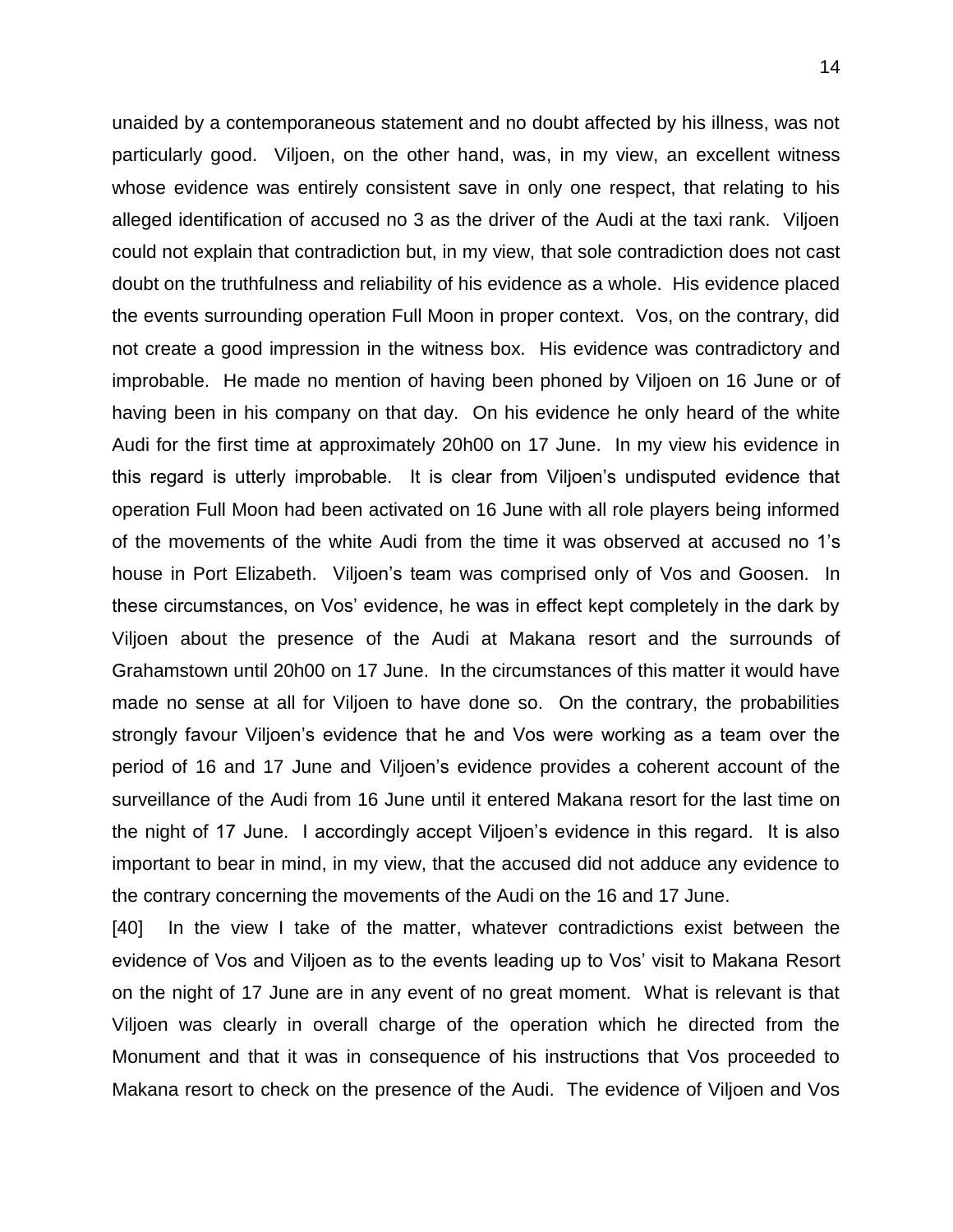unaided by a contemporaneous statement and no doubt affected by his illness, was not particularly good. Viljoen, on the other hand, was, in my view, an excellent witness whose evidence was entirely consistent save in only one respect, that relating to his alleged identification of accused no 3 as the driver of the Audi at the taxi rank. Viljoen could not explain that contradiction but, in my view, that sole contradiction does not cast doubt on the truthfulness and reliability of his evidence as a whole. His evidence placed the events surrounding operation Full Moon in proper context. Vos, on the contrary, did not create a good impression in the witness box. His evidence was contradictory and improbable. He made no mention of having been phoned by Viljoen on 16 June or of having been in his company on that day. On his evidence he only heard of the white Audi for the first time at approximately 20h00 on 17 June. In my view his evidence in this regard is utterly improbable. It is clear from Viljoen's undisputed evidence that operation Full Moon had been activated on 16 June with all role players being informed of the movements of the white Audi from the time it was observed at accused no 1's house in Port Elizabeth. Viljoen's team was comprised only of Vos and Goosen. In these circumstances, on Vos' evidence, he was in effect kept completely in the dark by Viljoen about the presence of the Audi at Makana resort and the surrounds of Grahamstown until 20h00 on 17 June. In the circumstances of this matter it would have made no sense at all for Viljoen to have done so. On the contrary, the probabilities strongly favour Viljoen's evidence that he and Vos were working as a team over the period of 16 and 17 June and Viljoen's evidence provides a coherent account of the surveillance of the Audi from 16 June until it entered Makana resort for the last time on the night of 17 June. I accordingly accept Viljoen's evidence in this regard. It is also important to bear in mind, in my view, that the accused did not adduce any evidence to the contrary concerning the movements of the Audi on the 16 and 17 June.

[40] In the view I take of the matter, whatever contradictions exist between the evidence of Vos and Viljoen as to the events leading up to Vos' visit to Makana Resort on the night of 17 June are in any event of no great moment. What is relevant is that Viljoen was clearly in overall charge of the operation which he directed from the Monument and that it was in consequence of his instructions that Vos proceeded to Makana resort to check on the presence of the Audi. The evidence of Viljoen and Vos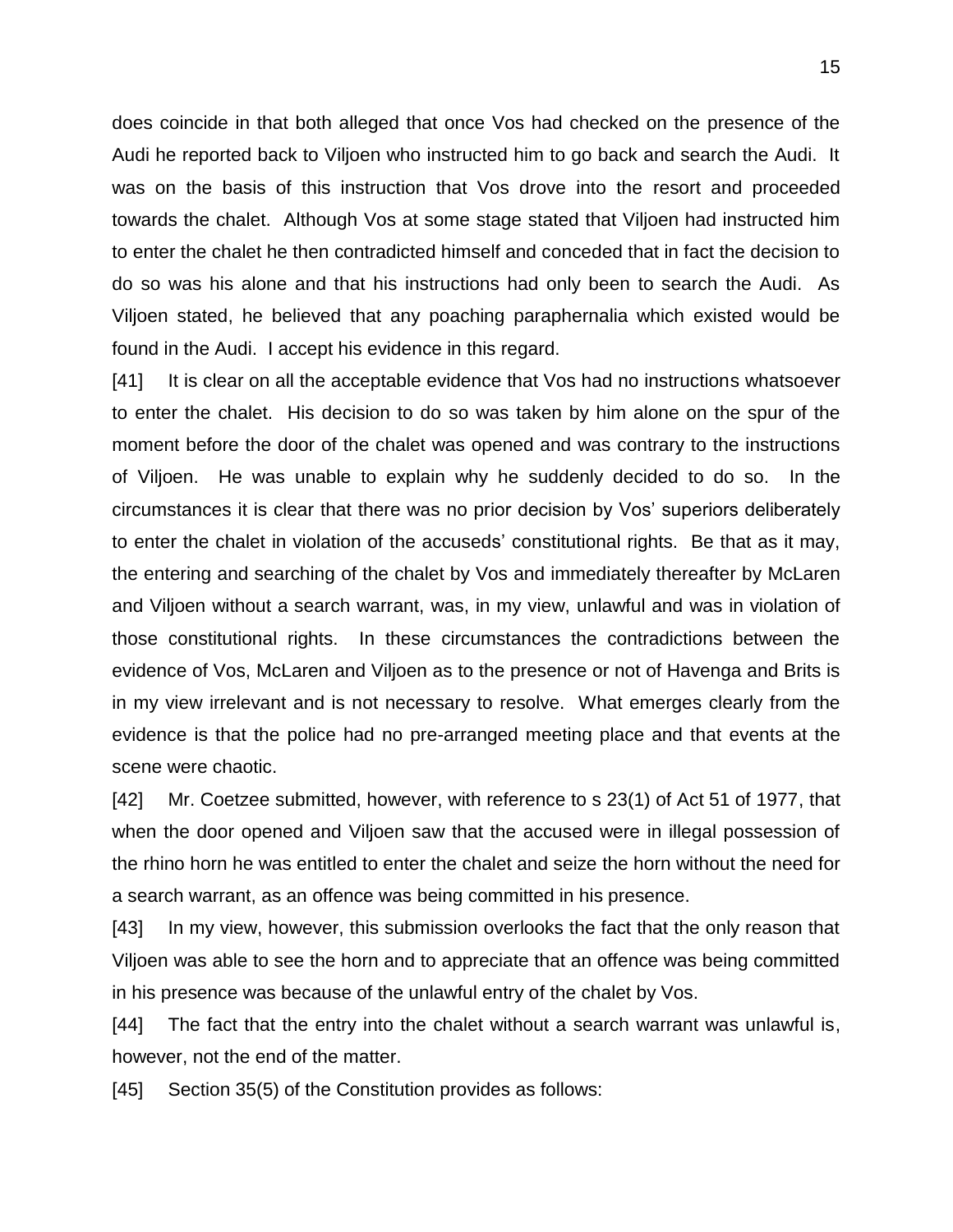does coincide in that both alleged that once Vos had checked on the presence of the Audi he reported back to Viljoen who instructed him to go back and search the Audi. It was on the basis of this instruction that Vos drove into the resort and proceeded towards the chalet. Although Vos at some stage stated that Viljoen had instructed him to enter the chalet he then contradicted himself and conceded that in fact the decision to do so was his alone and that his instructions had only been to search the Audi. As Viljoen stated, he believed that any poaching paraphernalia which existed would be found in the Audi. I accept his evidence in this regard.

[41] It is clear on all the acceptable evidence that Vos had no instructions whatsoever to enter the chalet. His decision to do so was taken by him alone on the spur of the moment before the door of the chalet was opened and was contrary to the instructions of Viljoen. He was unable to explain why he suddenly decided to do so. In the circumstances it is clear that there was no prior decision by Vos' superiors deliberately to enter the chalet in violation of the accuseds' constitutional rights. Be that as it may, the entering and searching of the chalet by Vos and immediately thereafter by McLaren and Viljoen without a search warrant, was, in my view, unlawful and was in violation of those constitutional rights. In these circumstances the contradictions between the evidence of Vos, McLaren and Viljoen as to the presence or not of Havenga and Brits is in my view irrelevant and is not necessary to resolve. What emerges clearly from the evidence is that the police had no pre-arranged meeting place and that events at the scene were chaotic.

[42] Mr. Coetzee submitted, however, with reference to s 23(1) of Act 51 of 1977, that when the door opened and Viljoen saw that the accused were in illegal possession of the rhino horn he was entitled to enter the chalet and seize the horn without the need for a search warrant, as an offence was being committed in his presence.

[43] In my view, however, this submission overlooks the fact that the only reason that Viljoen was able to see the horn and to appreciate that an offence was being committed in his presence was because of the unlawful entry of the chalet by Vos.

[44] The fact that the entry into the chalet without a search warrant was unlawful is, however, not the end of the matter.

[45] Section 35(5) of the Constitution provides as follows: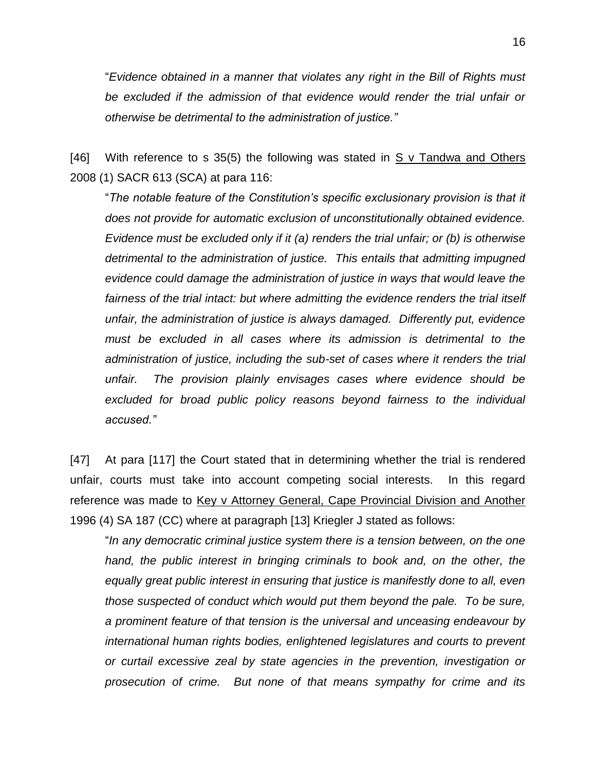"*Evidence obtained in a manner that violates any right in the Bill of Rights must be excluded if the admission of that evidence would render the trial unfair or otherwise be detrimental to the administration of justice."*

[46] With reference to s 35(5) the following was stated in S v Tandwa and Others 2008 (1) SACR 613 (SCA) at para 116:

"*The notable feature of the Constitution's specific exclusionary provision is that it does not provide for automatic exclusion of unconstitutionally obtained evidence. Evidence must be excluded only if it (a) renders the trial unfair; or (b) is otherwise detrimental to the administration of justice. This entails that admitting impugned evidence could damage the administration of justice in ways that would leave the fairness of the trial intact: but where admitting the evidence renders the trial itself unfair, the administration of justice is always damaged. Differently put, evidence must be excluded in all cases where its admission is detrimental to the administration of justice, including the sub-set of cases where it renders the trial unfair. The provision plainly envisages cases where evidence should be excluded for broad public policy reasons beyond fairness to the individual accused."*

[47] At para [117] the Court stated that in determining whether the trial is rendered unfair, courts must take into account competing social interests. In this regard reference was made to Key v Attorney General, Cape Provincial Division and Another 1996 (4) SA 187 (CC) where at paragraph [13] Kriegler J stated as follows:

"*In any democratic criminal justice system there is a tension between, on the one hand, the public interest in bringing criminals to book and, on the other, the equally great public interest in ensuring that justice is manifestly done to all, even those suspected of conduct which would put them beyond the pale. To be sure, a prominent feature of that tension is the universal and unceasing endeavour by international human rights bodies, enlightened legislatures and courts to prevent or curtail excessive zeal by state agencies in the prevention, investigation or prosecution of crime. But none of that means sympathy for crime and its*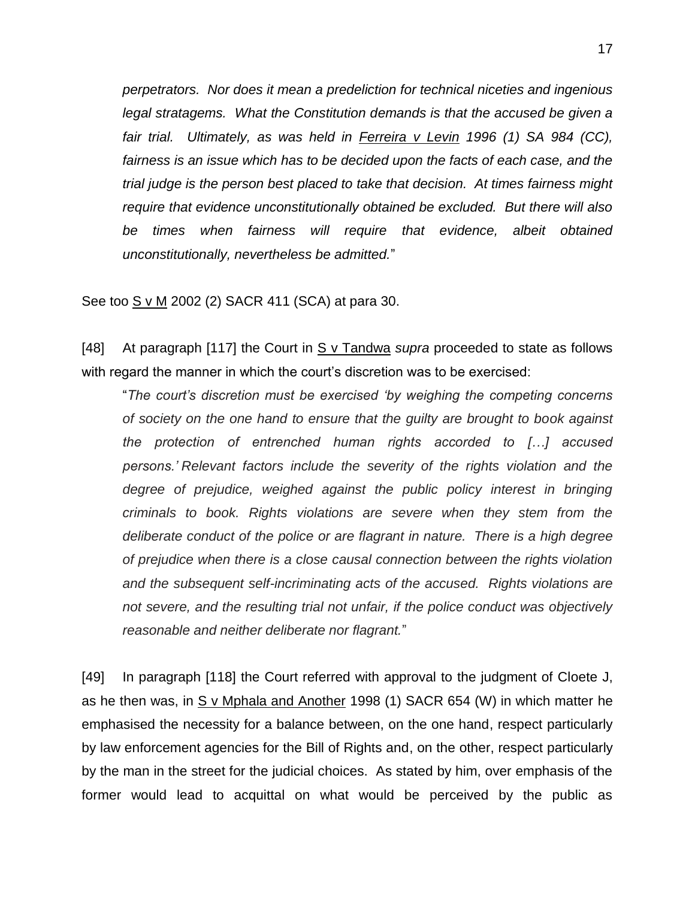*perpetrators. Nor does it mean a predeliction for technical niceties and ingenious legal stratagems. What the Constitution demands is that the accused be given a fair trial. Ultimately, as was held in Ferreira v Levin 1996 (1) SA 984 (CC), fairness is an issue which has to be decided upon the facts of each case, and the trial judge is the person best placed to take that decision. At times fairness might require that evidence unconstitutionally obtained be excluded. But there will also be times when fairness will require that evidence, albeit obtained unconstitutionally, nevertheless be admitted.*"

See too S v M 2002 (2) SACR 411 (SCA) at para 30.

[48] At paragraph [117] the Court in S v Tandwa *supra* proceeded to state as follows with regard the manner in which the court's discretion was to be exercised:

"*The court's discretion must be exercised 'by weighing the competing concerns of society on the one hand to ensure that the guilty are brought to book against the protection of entrenched human rights accorded to […] accused persons.' Relevant factors include the severity of the rights violation and the degree of prejudice, weighed against the public policy interest in bringing criminals to book. Rights violations are severe when they stem from the deliberate conduct of the police or are flagrant in nature. There is a high degree of prejudice when there is a close causal connection between the rights violation and the subsequent self-incriminating acts of the accused. Rights violations are not severe, and the resulting trial not unfair, if the police conduct was objectively reasonable and neither deliberate nor flagrant.*"

[49] In paragraph [118] the Court referred with approval to the judgment of Cloete J, as he then was, in S v Mphala and Another 1998 (1) SACR 654 (W) in which matter he emphasised the necessity for a balance between, on the one hand, respect particularly by law enforcement agencies for the Bill of Rights and, on the other, respect particularly by the man in the street for the judicial choices. As stated by him, over emphasis of the former would lead to acquittal on what would be perceived by the public as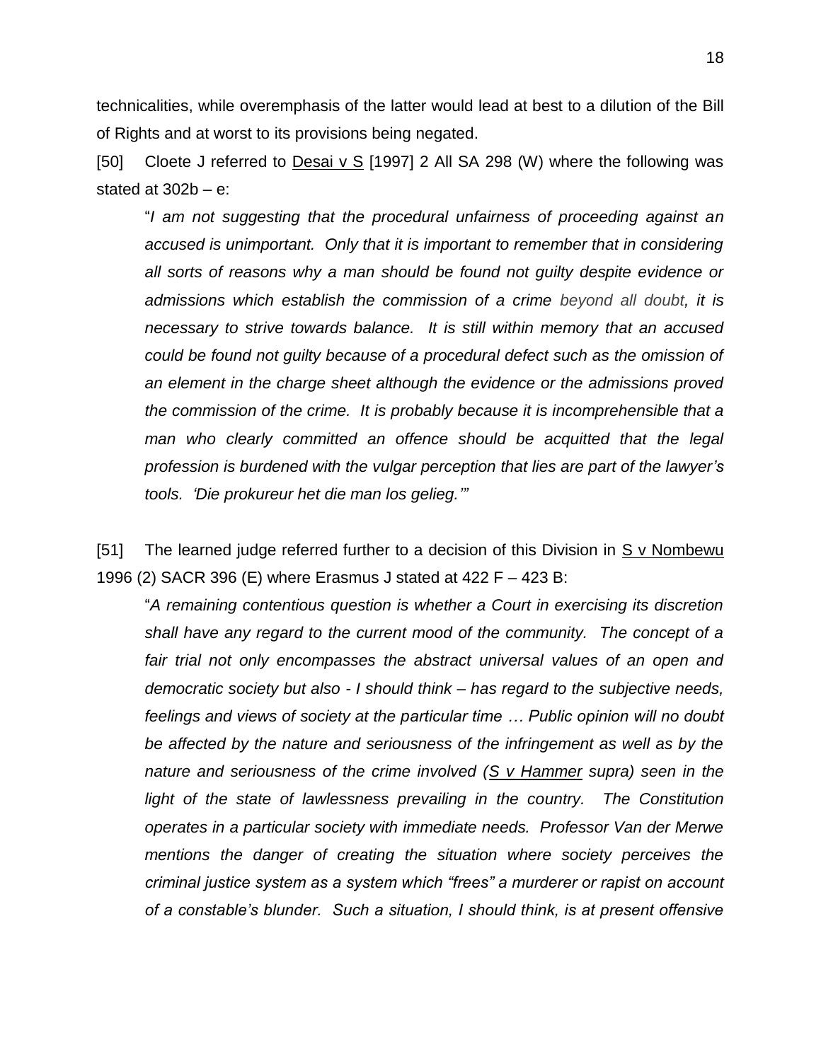technicalities, while overemphasis of the latter would lead at best to a dilution of the Bill of Rights and at worst to its provisions being negated.

[50] Cloete J referred to Desai v S [1997] 2 All SA 298 (W) where the following was stated at 302b – e:

> "*I am not suggesting that the procedural unfairness of proceeding against an accused is unimportant. Only that it is important to remember that in considering all sorts of reasons why a man should be found not guilty despite evidence or admissions which establish the commission of a crime beyond all doubt, it is necessary to strive towards balance. It is still within memory that an accused could be found not guilty because of a procedural defect such as the omission of an element in the charge sheet although the evidence or the admissions proved the commission of the crime. It is probably because it is incomprehensible that a man who clearly committed an offence should be acquitted that the legal profession is burdened with the vulgar perception that lies are part of the lawyer's tools. 'Die prokureur het die man los gelieg.'*"

[51] The learned judge referred further to a decision of this Division in S v Nombewu 1996 (2) SACR 396 (E) where Erasmus J stated at 422 F – 423 B:

> "*A remaining contentious question is whether a Court in exercising its discretion shall have any regard to the current mood of the community. The concept of a fair trial not only encompasses the abstract universal values of an open and democratic society but also - I should think – has regard to the subjective needs, feelings and views of society at the particular time … Public opinion will no doubt be affected by the nature and seriousness of the infringement as well as by the nature and seriousness of the crime involved (S v Hammer supra) seen in the light of the state of lawlessness prevailing in the country. The Constitution operates in a particular society with immediate needs. Professor Van der Merwe mentions the danger of creating the situation where society perceives the criminal justice system as a system which "frees" a murderer or rapist on account of a constable's blunder. Such a situation, I should think, is at present offensive*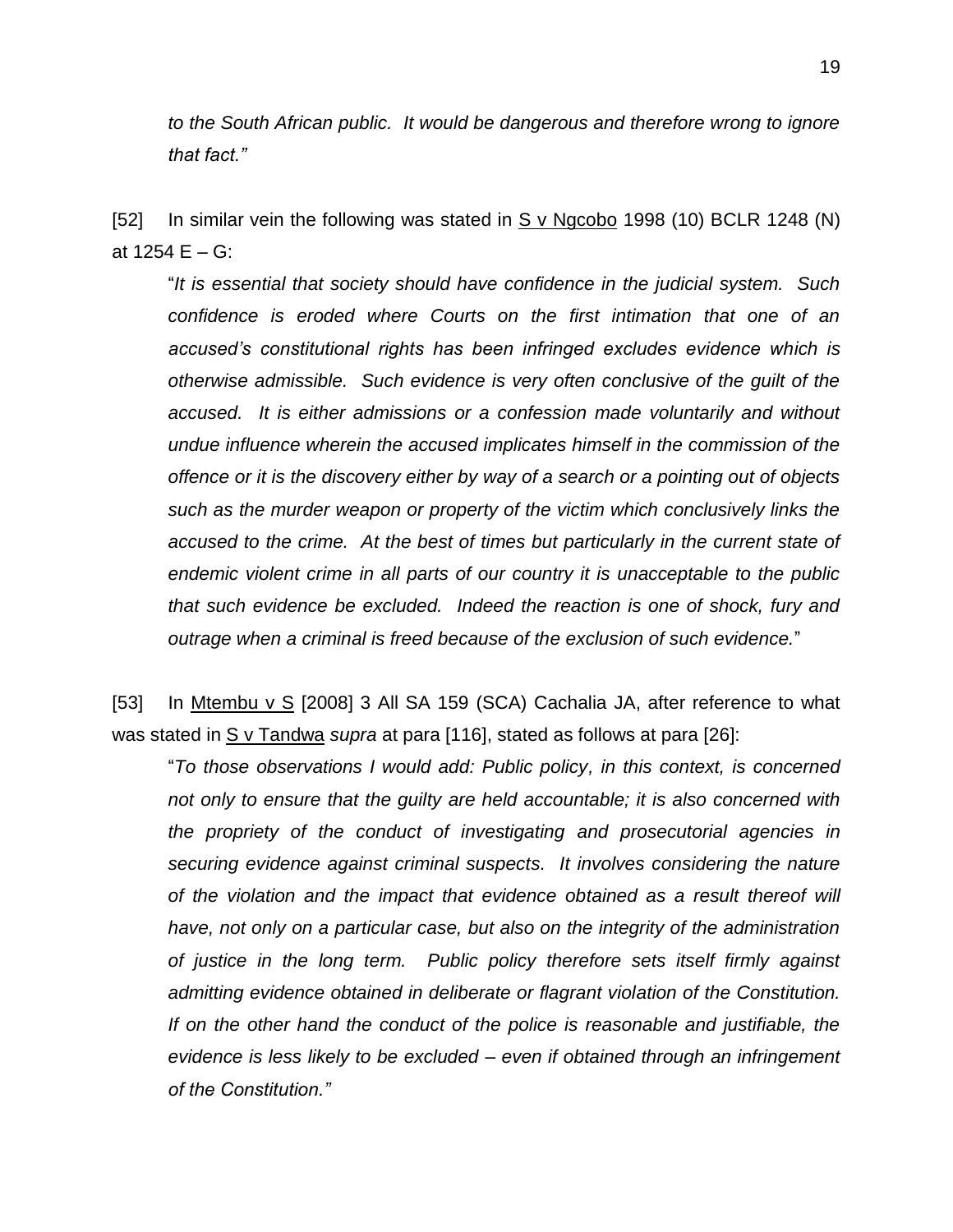*to the South African public. It would be dangerous and therefore wrong to ignore that fact."*

[52] In similar vein the following was stated in S v Ngcobo 1998 (10) BCLR 1248 (N) at 1254 E – G:

> "*It is essential that society should have confidence in the judicial system. Such confidence is eroded where Courts on the first intimation that one of an accused's constitutional rights has been infringed excludes evidence which is otherwise admissible. Such evidence is very often conclusive of the guilt of the accused. It is either admissions or a confession made voluntarily and without undue influence wherein the accused implicates himself in the commission of the offence or it is the discovery either by way of a search or a pointing out of objects such as the murder weapon or property of the victim which conclusively links the accused to the crime. At the best of times but particularly in the current state of endemic violent crime in all parts of our country it is unacceptable to the public that such evidence be excluded. Indeed the reaction is one of shock, fury and outrage when a criminal is freed because of the exclusion of such evidence.*"

[53] In Mtembu v S [2008] 3 All SA 159 (SCA) Cachalia JA, after reference to what was stated in S v Tandwa *supra* at para [116], stated as follows at para [26]:

> "*To those observations I would add: Public policy, in this context, is concerned not only to ensure that the guilty are held accountable; it is also concerned with the propriety of the conduct of investigating and prosecutorial agencies in securing evidence against criminal suspects. It involves considering the nature of the violation and the impact that evidence obtained as a result thereof will have, not only on a particular case, but also on the integrity of the administration of justice in the long term. Public policy therefore sets itself firmly against admitting evidence obtained in deliberate or flagrant violation of the Constitution. If on the other hand the conduct of the police is reasonable and justifiable, the evidence is less likely to be excluded – even if obtained through an infringement of the Constitution."*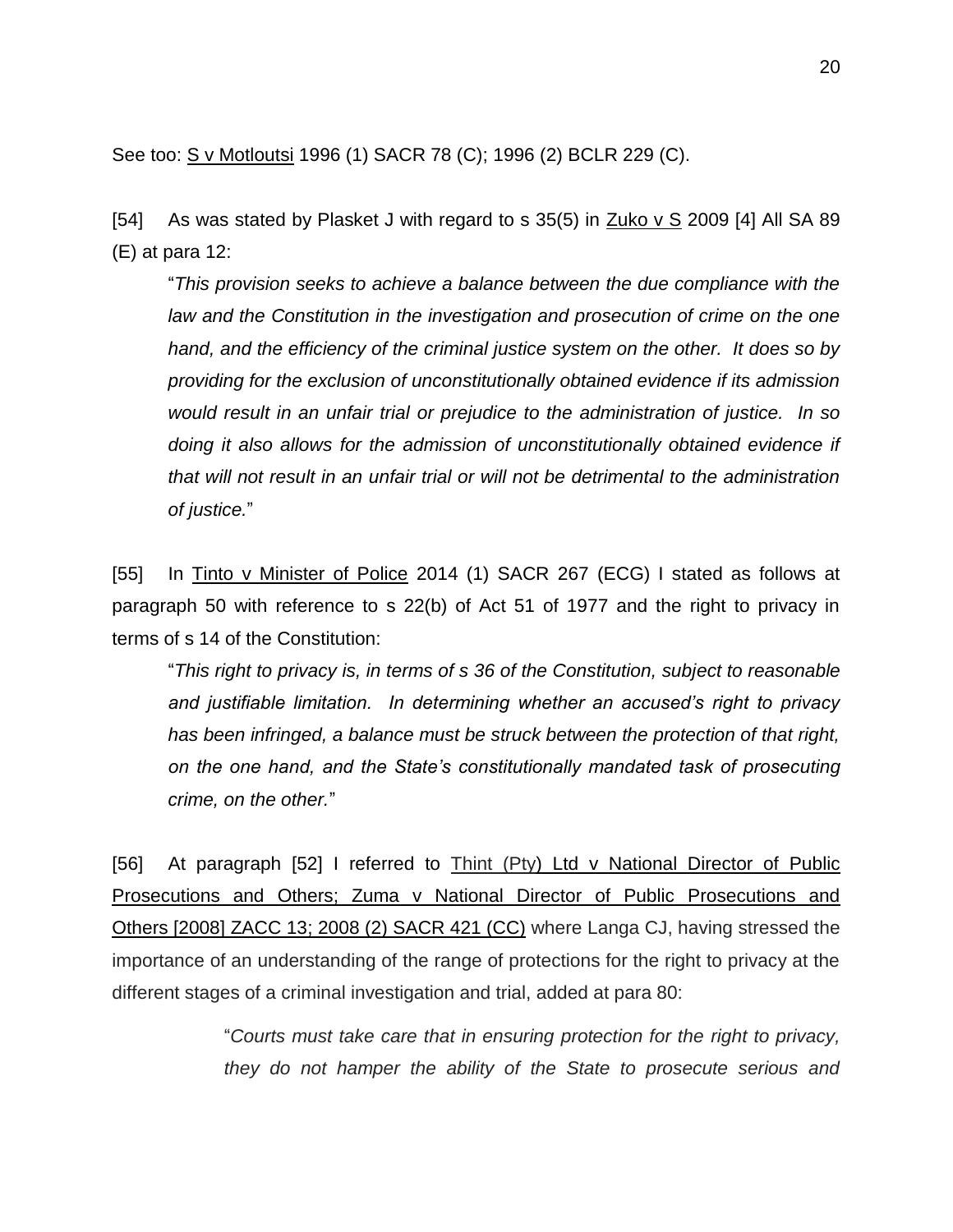See too: S v Motloutsi 1996 (1) SACR 78 (C); 1996 (2) BCLR 229 (C).

[54] As was stated by Plasket J with regard to s 35(5) in Zuko v S 2009 [4] All SA 89 (E) at para 12:

> "*This provision seeks to achieve a balance between the due compliance with the law and the Constitution in the investigation and prosecution of crime on the one hand, and the efficiency of the criminal justice system on the other. It does so by providing for the exclusion of unconstitutionally obtained evidence if its admission would result in an unfair trial or prejudice to the administration of justice. In so doing it also allows for the admission of unconstitutionally obtained evidence if that will not result in an unfair trial or will not be detrimental to the administration of justice.*"

[55] In Tinto v Minister of Police 2014 (1) SACR 267 (ECG) I stated as follows at paragraph 50 with reference to s 22(b) of Act 51 of 1977 and the right to privacy in terms of s 14 of the Constitution:

> "*This right to privacy is, in terms of s 36 of the Constitution, subject to reasonable and justifiable limitation. In determining whether an accused's right to privacy has been infringed, a balance must be struck between the protection of that right, on the one hand, and the State's constitutionally mandated task of prosecuting crime, on the other.*"

[56] At paragraph [52] I referred to Thint (Pty) Ltd v National Director of Public Prosecutions and Others; Zuma v National Director of Public Prosecutions and Others [2008] ZACC 13; 2008 (2) SACR 421 (CC) where Langa CJ, having stressed the importance of an understanding of the range of protections for the right to privacy at the different stages of a criminal investigation and trial, added at para 80:

> "*Courts must take care that in ensuring protection for the right to privacy, they do not hamper the ability of the State to prosecute serious and*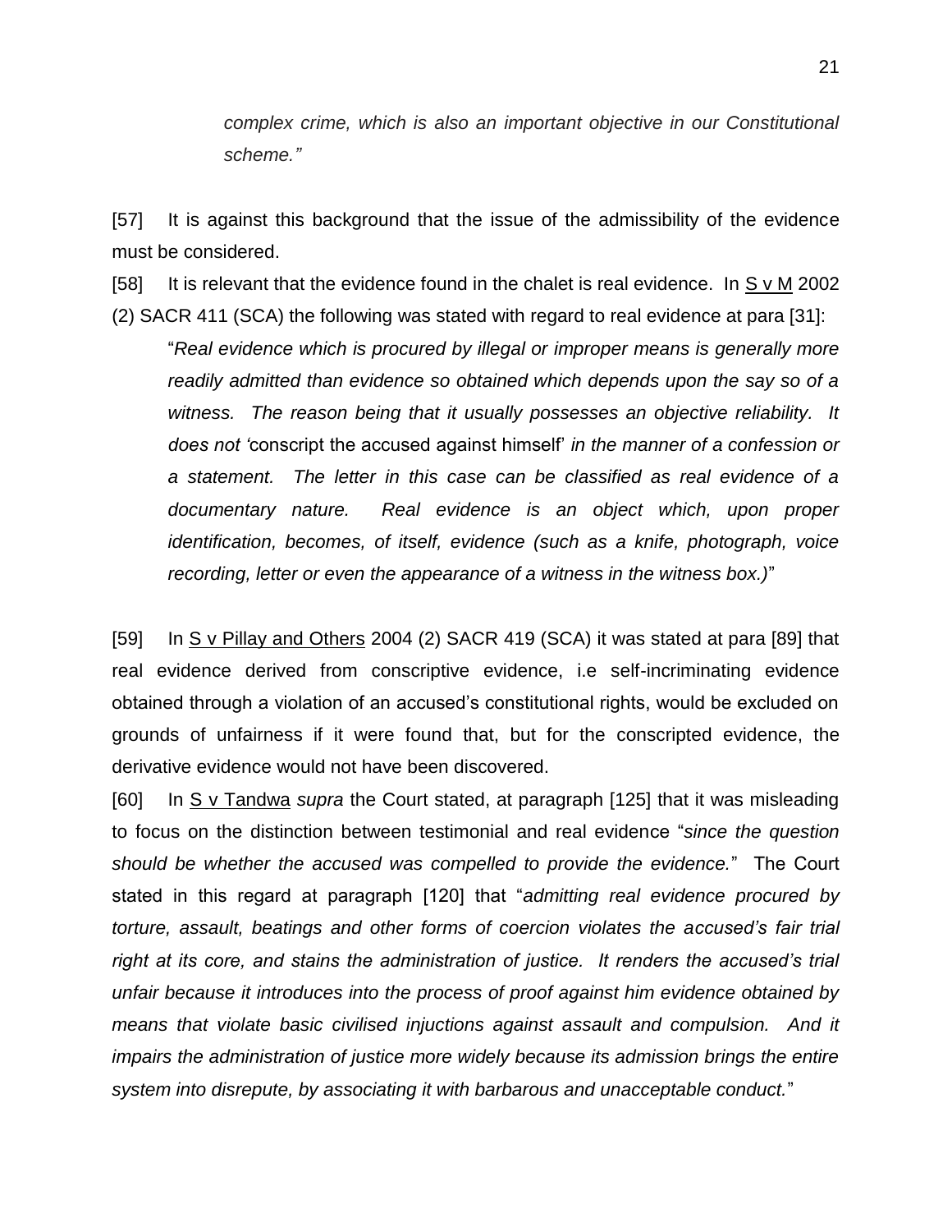> *complex crime, which is also an important objective in our Constitutional scheme."*

[57] It is against this background that the issue of the admissibility of the evidence must be considered.

[58] It is relevant that the evidence found in the chalet is real evidence. In S v M 2002 (2) SACR 411 (SCA) the following was stated with regard to real evidence at para [31]:

> "*Real evidence which is procured by illegal or improper means is generally more readily admitted than evidence so obtained which depends upon the say so of a witness. The reason being that it usually possesses an objective reliability. It does not '*conscript the accused against himself*' in the manner of a confession or a statement. The letter in this case can be classified as real evidence of a documentary nature. Real evidence is an object which, upon proper identification, becomes, of itself, evidence (such as a knife, photograph, voice recording, letter or even the appearance of a witness in the witness box.)*"

[59] In S v Pillay and Others 2004 (2) SACR 419 (SCA) it was stated at para [89] that real evidence derived from conscriptive evidence, i.e self-incriminating evidence obtained through a violation of an accused's constitutional rights, would be excluded on grounds of unfairness if it were found that, but for the conscripted evidence, the derivative evidence would not have been discovered.

[60] In S v Tandwa *supra* the Court stated, at paragraph [125] that it was misleading to focus on the distinction between testimonial and real evidence "*since the question should be whether the accused was compelled to provide the evidence.*" The Court stated in this regard at paragraph [120] that "*admitting real evidence procured by torture, assault, beatings and other forms of coercion violates the accused's fair trial right at its core, and stains the administration of justice. It renders the accused's trial unfair because it introduces into the process of proof against him evidence obtained by means that violate basic civilised injuctions against assault and compulsion. And it impairs the administration of justice more widely because its admission brings the entire system into disrepute, by associating it with barbarous and unacceptable conduct.*"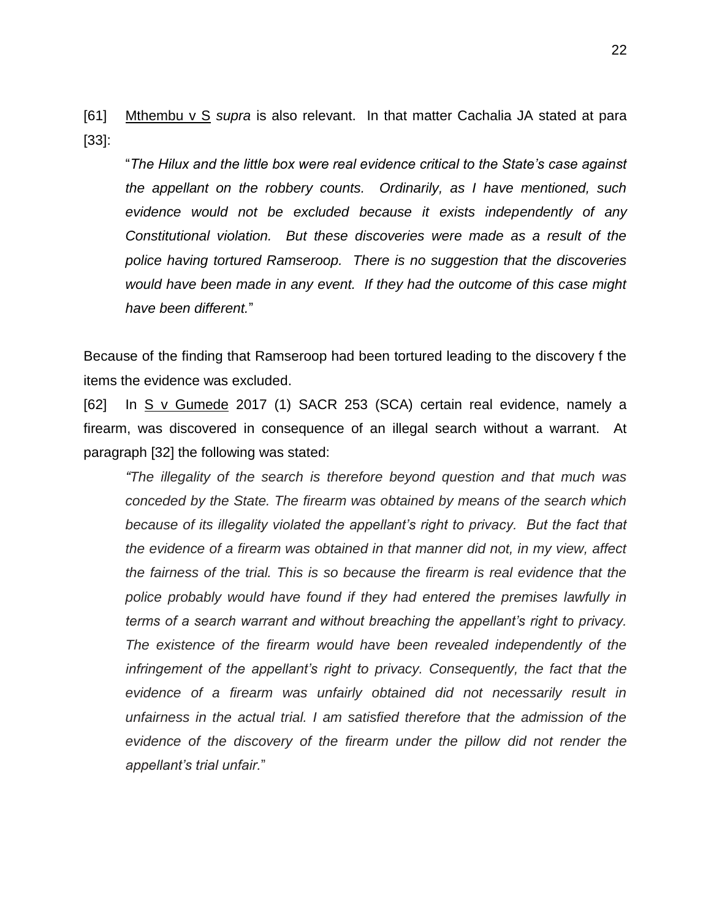[61] Mthembu v S *supra* is also relevant. In that matter Cachalia JA stated at para [33]:

> "*The Hilux and the little box were real evidence critical to the State's case against the appellant on the robbery counts. Ordinarily, as I have mentioned, such evidence would not be excluded because it exists independently of any Constitutional violation. But these discoveries were made as a result of the police having tortured Ramseroop. There is no suggestion that the discoveries would have been made in any event. If they had the outcome of this case might have been different.*"

Because of the finding that Ramseroop had been tortured leading to the discovery f the items the evidence was excluded.

[62] In S v Gumede 2017 (1) SACR 253 (SCA) certain real evidence, namely a firearm, was discovered in consequence of an illegal search without a warrant. At paragraph [32] the following was stated:

> *"The illegality of the search is therefore beyond question and that much was conceded by the State. The firearm was obtained by means of the search which because of its illegality violated the appellant's right to privacy. But the fact that the evidence of a firearm was obtained in that manner did not, in my view, affect the fairness of the trial. This is so because the firearm is real evidence that the police probably would have found if they had entered the premises lawfully in terms of a search warrant and without breaching the appellant's right to privacy. The existence of the firearm would have been revealed independently of the infringement of the appellant's right to privacy. Consequently, the fact that the evidence of a firearm was unfairly obtained did not necessarily result in unfairness in the actual trial. I am satisfied therefore that the admission of the evidence of the discovery of the firearm under the pillow did not render the appellant's trial unfair.*"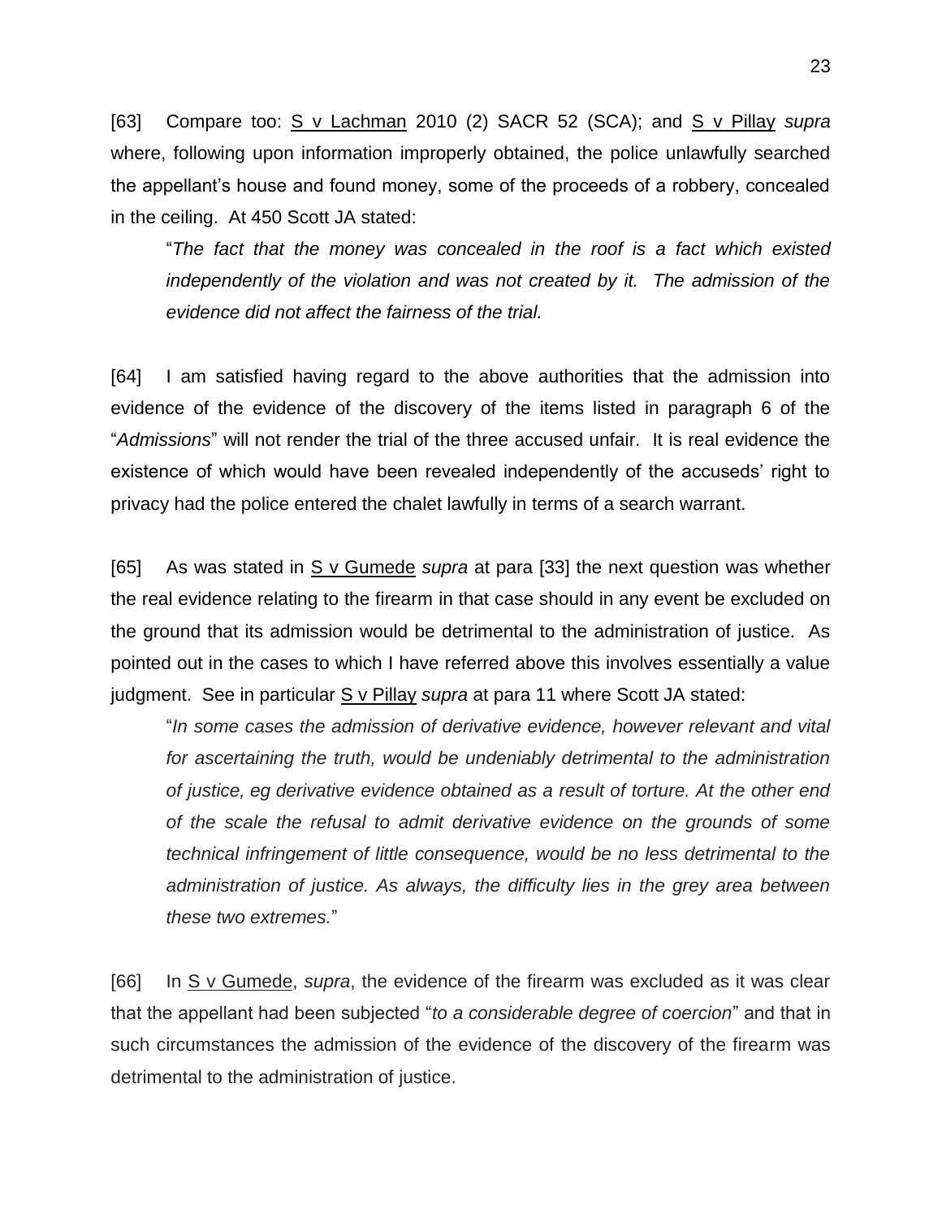[63] Compare too: S v Lachman 2010 (2) SACR 52 (SCA); and S v Pillay *supra* where, following upon information improperly obtained, the police unlawfully searched the appellant's house and found money, some of the proceeds of a robbery, concealed in the ceiling. At 450 Scott JA stated:

> "*The fact that the money was concealed in the roof is a fact which existed independently of the violation and was not created by it. The admission of the evidence did not affect the fairness of the trial.*

[64] I am satisfied having regard to the above authorities that the admission into evidence of the evidence of the discovery of the items listed in paragraph 6 of the "*Admissions*" will not render the trial of the three accused unfair. It is real evidence the existence of which would have been revealed independently of the accuseds' right to privacy had the police entered the chalet lawfully in terms of a search warrant.

[65] As was stated in S v Gumede *supra* at para [33] the next question was whether the real evidence relating to the firearm in that case should in any event be excluded on the ground that its admission would be detrimental to the administration of justice. As pointed out in the cases to which I have referred above this involves essentially a value judgment. See in particular S v Pillay *supra* at para 11 where Scott JA stated:

> "*In some cases the admission of derivative evidence, however relevant and vital for ascertaining the truth, would be undeniably detrimental to the administration of justice, eg derivative evidence obtained as a result of torture. At the other end of the scale the refusal to admit derivative evidence on the grounds of some technical infringement of little consequence, would be no less detrimental to the administration of justice. As always, the difficulty lies in the grey area between these two extremes.*"

[66] In S v Gumede, *supra*, the evidence of the firearm was excluded as it was clear that the appellant had been subjected "*to a considerable degree of coercion*" and that in such circumstances the admission of the evidence of the discovery of the firearm was detrimental to the administration of justice.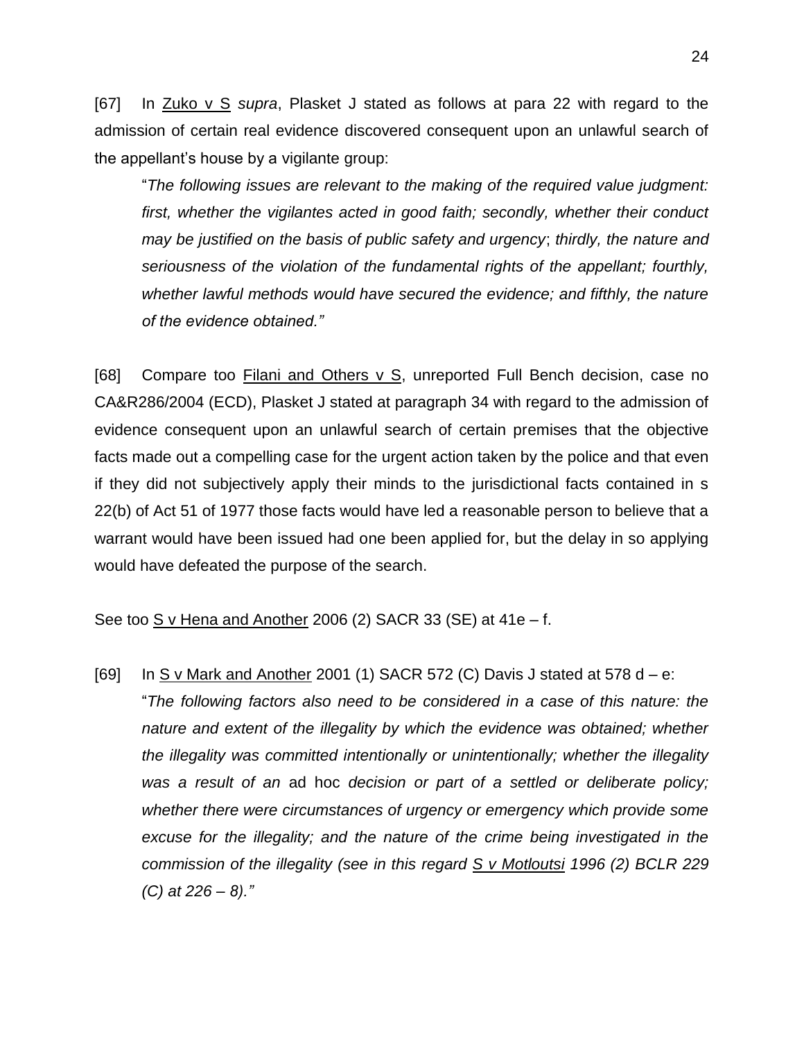[67] In Zuko v S *supra*, Plasket J stated as follows at para 22 with regard to the admission of certain real evidence discovered consequent upon an unlawful search of the appellant's house by a vigilante group:

> "*The following issues are relevant to the making of the required value judgment: first, whether the vigilantes acted in good faith; secondly, whether their conduct may be justified on the basis of public safety and urgency*; *thirdly, the nature and seriousness of the violation of the fundamental rights of the appellant; fourthly, whether lawful methods would have secured the evidence; and fifthly, the nature of the evidence obtained."*

[68] Compare too Filani and Others v S, unreported Full Bench decision, case no CA&R286/2004 (ECD), Plasket J stated at paragraph 34 with regard to the admission of evidence consequent upon an unlawful search of certain premises that the objective facts made out a compelling case for the urgent action taken by the police and that even if they did not subjectively apply their minds to the jurisdictional facts contained in s 22(b) of Act 51 of 1977 those facts would have led a reasonable person to believe that a warrant would have been issued had one been applied for, but the delay in so applying would have defeated the purpose of the search.

See too S v Hena and Another 2006 (2) SACR 33 (SE) at 41e – f.

[69] In S v Mark and Another 2001 (1) SACR 572 (C) Davis J stated at 578 d – e:

> "*The following factors also need to be considered in a case of this nature: the nature and extent of the illegality by which the evidence was obtained; whether the illegality was committed intentionally or unintentionally; whether the illegality was a result of an* ad hoc *decision or part of a settled or deliberate policy; whether there were circumstances of urgency or emergency which provide some excuse for the illegality; and the nature of the crime being investigated in the commission of the illegality (see in this regard S v Motloutsi 1996 (2) BCLR 229 (C) at 226 – 8)."*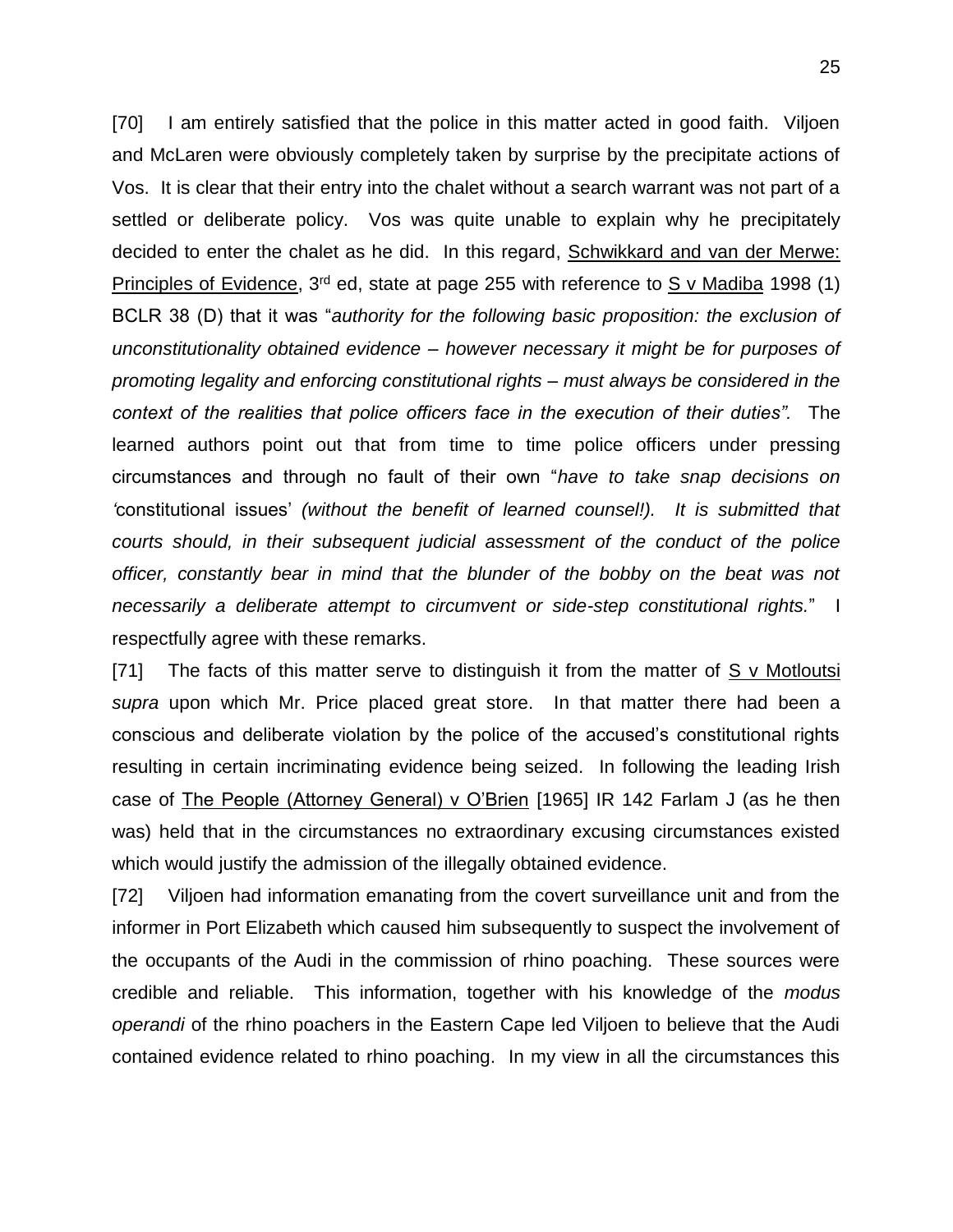[70] I am entirely satisfied that the police in this matter acted in good faith. Viljoen and McLaren were obviously completely taken by surprise by the precipitate actions of Vos. It is clear that their entry into the chalet without a search warrant was not part of a settled or deliberate policy. Vos was quite unable to explain why he precipitately decided to enter the chalet as he did. In this regard, Schwikkard and van der Merwe: Principles of Evidence, 3rd ed, state at page 255 with reference to S v Madiba 1998 (1) BCLR 38 (D) that it was "*authority for the following basic proposition: the exclusion of unconstitutionality obtained evidence – however necessary it might be for purposes of promoting legality and enforcing constitutional rights – must always be considered in the context of the realities that police officers face in the execution of their duties".* The learned authors point out that from time to time police officers under pressing circumstances and through no fault of their own "*have to take snap decisions on '*constitutional issues' *(without the benefit of learned counsel!). It is submitted that courts should, in their subsequent judicial assessment of the conduct of the police officer, constantly bear in mind that the blunder of the bobby on the beat was not necessarily a deliberate attempt to circumvent or side-step constitutional rights.*" I respectfully agree with these remarks.

[71] The facts of this matter serve to distinguish it from the matter of S v Motloutsi *supra* upon which Mr. Price placed great store. In that matter there had been a conscious and deliberate violation by the police of the accused's constitutional rights resulting in certain incriminating evidence being seized. In following the leading Irish case of The People (Attorney General) v O'Brien [1965] IR 142 Farlam J (as he then was) held that in the circumstances no extraordinary excusing circumstances existed which would justify the admission of the illegally obtained evidence.

[72] Viljoen had information emanating from the covert surveillance unit and from the informer in Port Elizabeth which caused him subsequently to suspect the involvement of the occupants of the Audi in the commission of rhino poaching. These sources were credible and reliable. This information, together with his knowledge of the *modus operandi* of the rhino poachers in the Eastern Cape led Viljoen to believe that the Audi contained evidence related to rhino poaching. In my view in all the circumstances this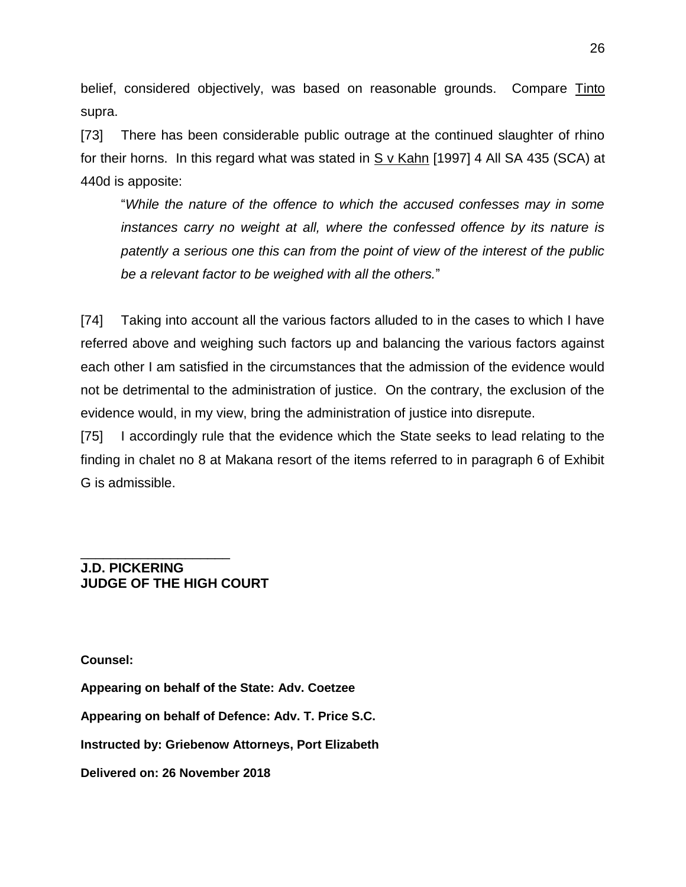belief, considered objectively, was based on reasonable grounds. Compare Tinto supra.

[73] There has been considerable public outrage at the continued slaughter of rhino for their horns. In this regard what was stated in S v Kahn [1997] 4 All SA 435 (SCA) at 440d is apposite:

> "*While the nature of the offence to which the accused confesses may in some instances carry no weight at all, where the confessed offence by its nature is patently a serious one this can from the point of view of the interest of the public be a relevant factor to be weighed with all the others.*"

[74] Taking into account all the various factors alluded to in the cases to which I have referred above and weighing such factors up and balancing the various factors against each other I am satisfied in the circumstances that the admission of the evidence would not be detrimental to the administration of justice. On the contrary, the exclusion of the evidence would, in my view, bring the administration of justice into disrepute.

[75] I accordingly rule that the evidence which the State seeks to lead relating to the finding in chalet no 8 at Makana resort of the items referred to in paragraph 6 of Exhibit G is admissible.

\_\_\_\_\_\_\_\_\_\_\_\_\_\_\_\_\_\_\_\_

**J.D. PICKERING**
**JUDGE OF THE HIGH COURT**

**Counsel:**

**Appearing on behalf of the State: Adv. Coetzee**

**Appearing on behalf of Defence: Adv. T. Price S.C.**

**Instructed by: Griebenow Attorneys, Port Elizabeth**

**Delivered on: 26 November 2018**